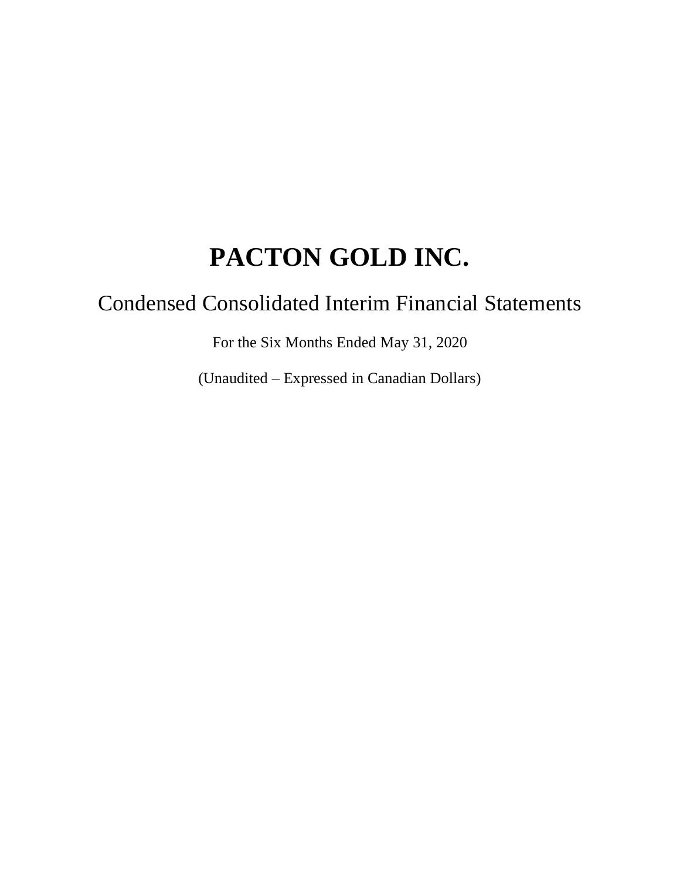# PACTON GOLD INC.

## Condensed Consolidated Interim Financial Statements

For the Six Months Ended May 31, 2020

(Unaudited – Expressed in Canadian Dollars)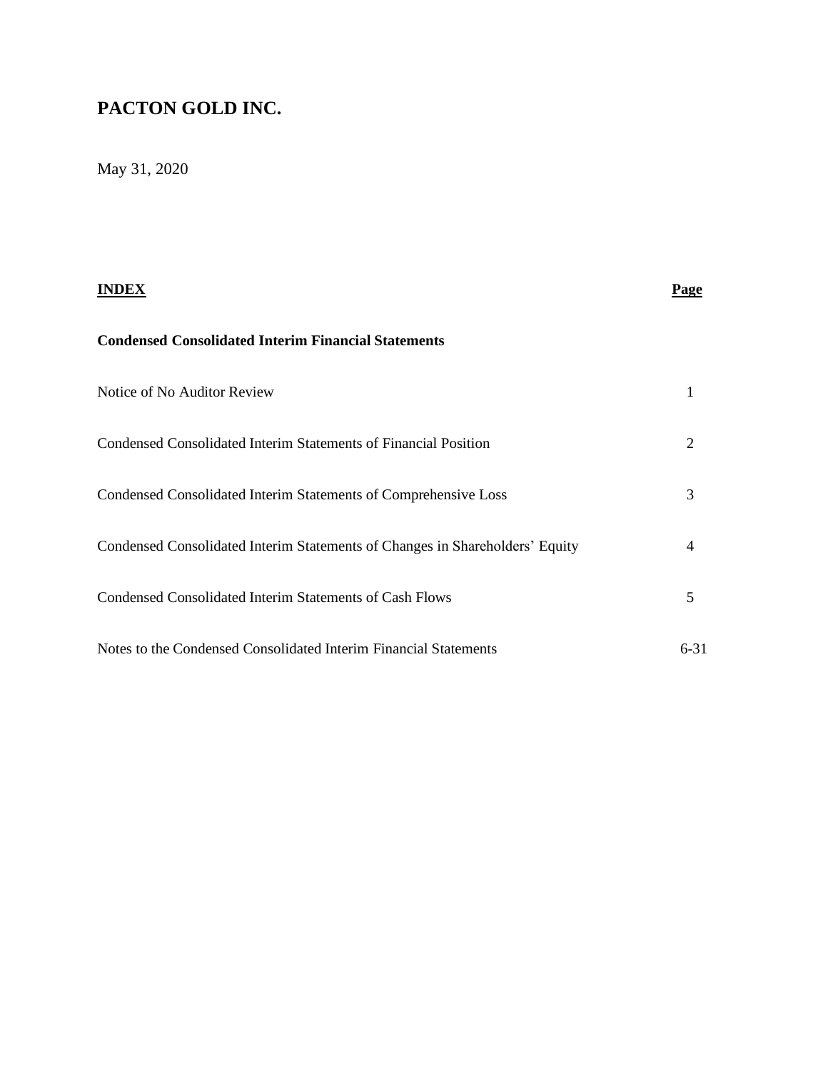# PACTON GOLD INC.

May 31, 2020

| **INDEX** | **Page** |
|---|---|
| **Condensed Consolidated Interim Financial Statements** | |
| Notice of No Auditor Review | 1 |
| Condensed Consolidated Interim Statements of Financial Position | 2 |
| Condensed Consolidated Interim Statements of Comprehensive Loss | 3 |
| Condensed Consolidated Interim Statements of Changes in Shareholders' Equity | 4 |
| Condensed Consolidated Interim Statements of Cash Flows | 5 |
| Notes to the Condensed Consolidated Interim Financial Statements | 6-31 |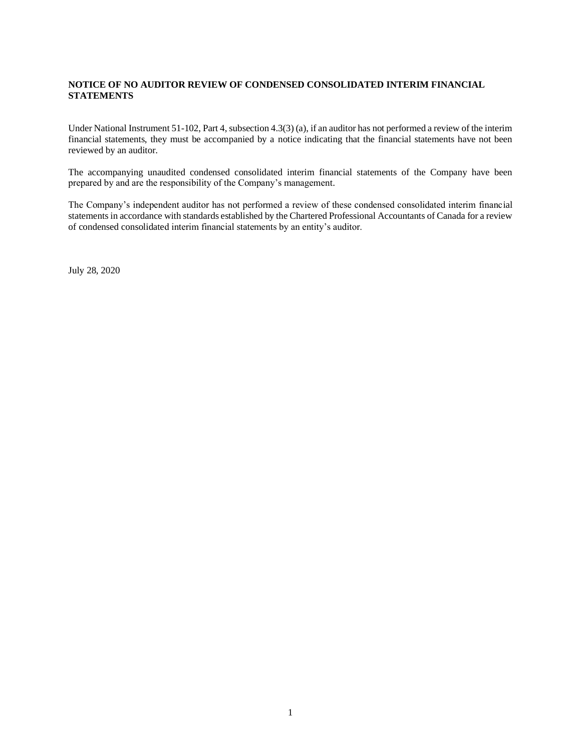**NOTICE OF NO AUDITOR REVIEW OF CONDENSED CONSOLIDATED INTERIM FINANCIAL STATEMENTS**

Under National Instrument 51-102, Part 4, subsection 4.3(3) (a), if an auditor has not performed a review of the interim financial statements, they must be accompanied by a notice indicating that the financial statements have not been reviewed by an auditor.

The accompanying unaudited condensed consolidated interim financial statements of the Company have been prepared by and are the responsibility of the Company's management.

The Company's independent auditor has not performed a review of these condensed consolidated interim financial statements in accordance with standards established by the Chartered Professional Accountants of Canada for a review of condensed consolidated interim financial statements by an entity's auditor.

July 28, 2020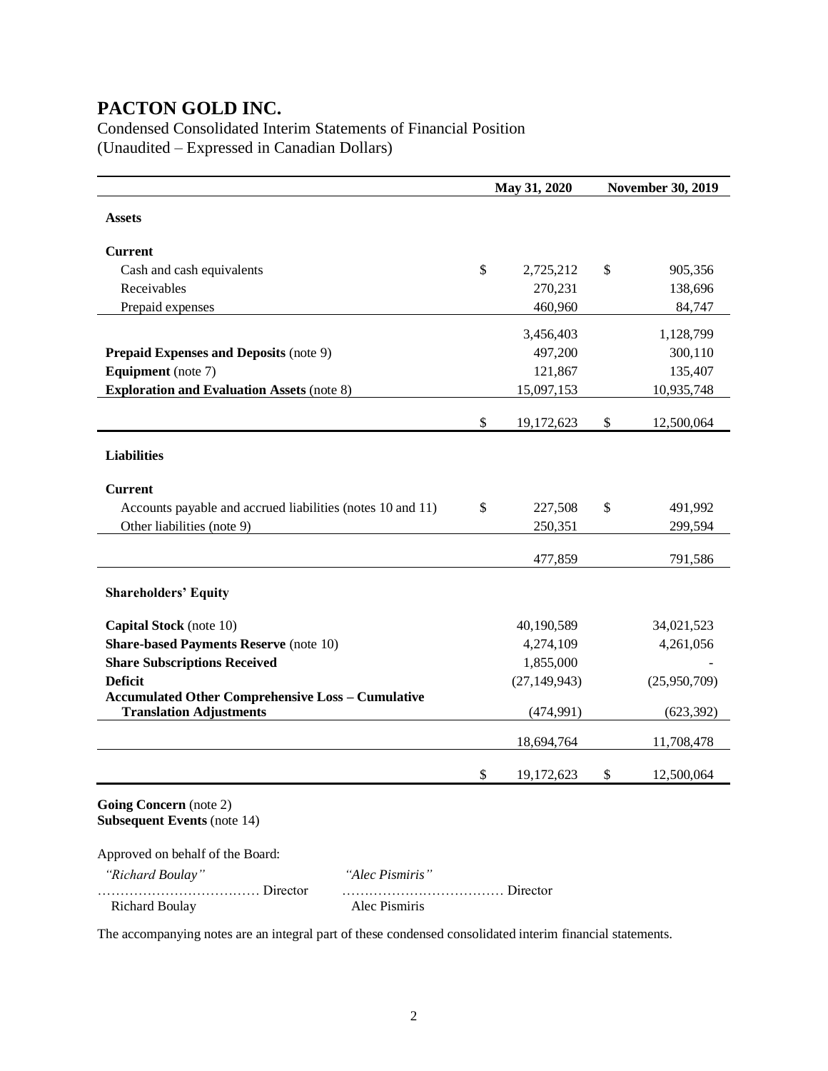# PACTON GOLD INC.

Condensed Consolidated Interim Statements of Financial Position
(Unaudited – Expressed in Canadian Dollars)

| | May 31, 2020 | November 30, 2019 |
|---|---|---|
| **Assets** | | |
| **Current** | | |
| Cash and cash equivalents | $ 2,725,212 | $ 905,356 |
| Receivables | 270,231 | 138,696 |
| Prepaid expenses | 460,960 | 84,747 |
| | 3,456,403 | 1,128,799 |
| **Prepaid Expenses and Deposits** (note 9) | 497,200 | 300,110 |
| **Equipment** (note 7) | 121,867 | 135,407 |
| **Exploration and Evaluation Assets** (note 8) | 15,097,153 | 10,935,748 |
| | $ 19,172,623 | $ 12,500,064 |
| **Liabilities** | | |
| **Current** | | |
| Accounts payable and accrued liabilities (notes 10 and 11) | $ 227,508 | $ 491,992 |
| Other liabilities (note 9) | 250,351 | 299,594 |
| | 477,859 | 791,586 |
| **Shareholders' Equity** | | |
| **Capital Stock** (note 10) | 40,190,589 | 34,021,523 |
| **Share-based Payments Reserve** (note 10) | 4,274,109 | 4,261,056 |
| **Share Subscriptions Received** | 1,855,000 | - |
| **Deficit** | (27,149,943) | (25,950,709) |
| **Accumulated Other Comprehensive Loss – Cumulative Translation Adjustments** | (474,991) | (623,392) |
| | 18,694,764 | 11,708,478 |
| | $ 19,172,623 | $ 12,500,064 |

**Going Concern** (note 2)
**Subsequent Events** (note 14)

Approved on behalf of the Board:

| | |
|---|---|
| *"Richard Boulay"* | *"Alec Pismiris"* |
| ……………………………… Director | ……………………………… Director |
| Richard Boulay | Alec Pismiris |

The accompanying notes are an integral part of these condensed consolidated interim financial statements.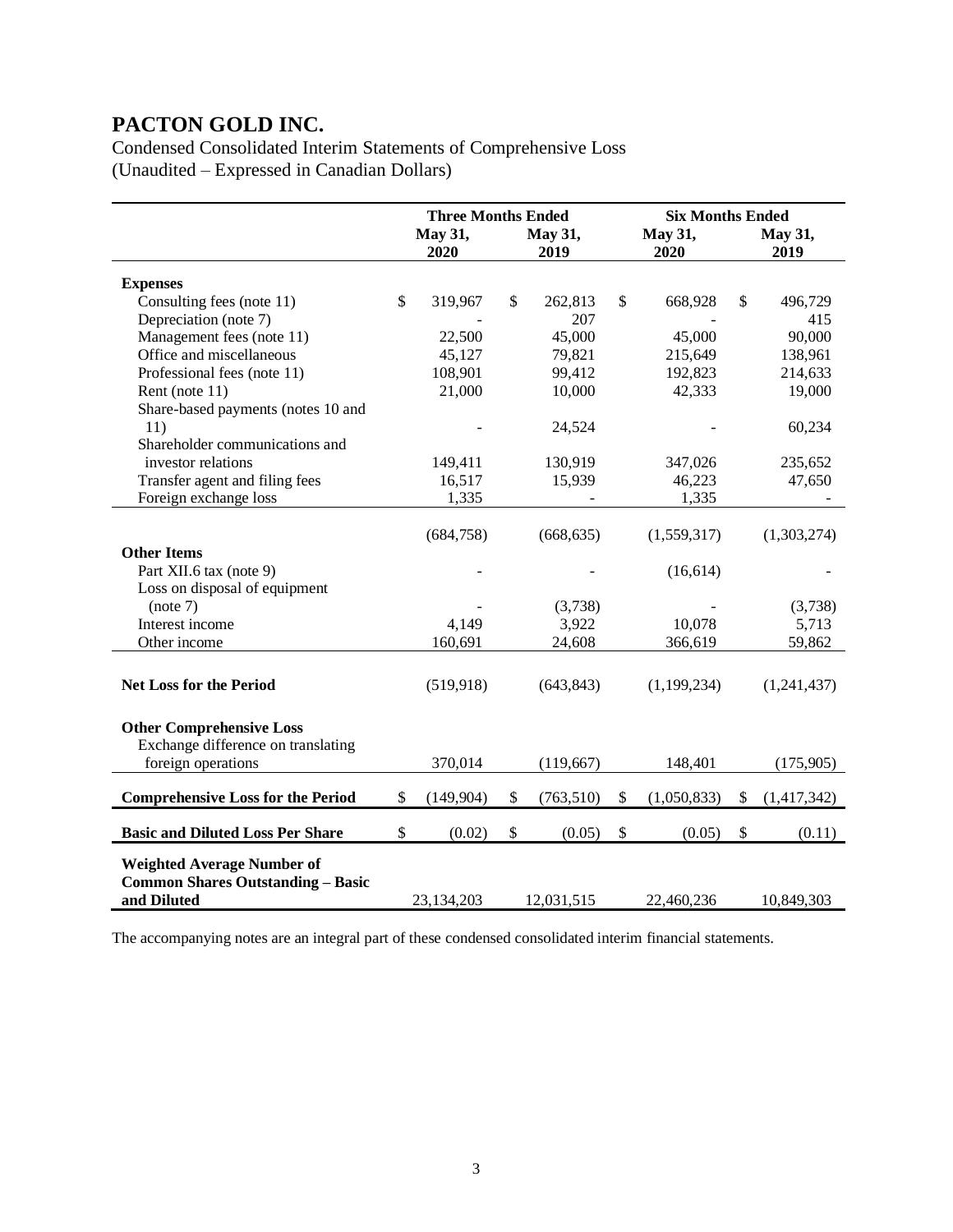# PACTON GOLD INC.

Condensed Consolidated Interim Statements of Comprehensive Loss
(Unaudited – Expressed in Canadian Dollars)

| | Three Months Ended | | Six Months Ended | |
|---|---|---|---|---|
| | May 31, 2020 | May 31, 2019 | May 31, 2020 | May 31, 2019 |
| **Expenses** | | | | |
| Consulting fees (note 11) | $ 319,967 | $ 262,813 | $ 668,928 | $ 496,729 |
| Depreciation (note 7) | - | 207 | - | 415 |
| Management fees (note 11) | 22,500 | 45,000 | 45,000 | 90,000 |
| Office and miscellaneous | 45,127 | 79,821 | 215,649 | 138,961 |
| Professional fees (note 11) | 108,901 | 99,412 | 192,823 | 214,633 |
| Rent (note 11) | 21,000 | 10,000 | 42,333 | 19,000 |
| Share-based payments (notes 10 and 11) | - | 24,524 | - | 60,234 |
| Shareholder communications and investor relations | 149,411 | 130,919 | 347,026 | 235,652 |
| Transfer agent and filing fees | 16,517 | 15,939 | 46,223 | 47,650 |
| Foreign exchange loss | 1,335 | - | 1,335 | - |
| | (684,758) | (668,635) | (1,559,317) | (1,303,274) |
| **Other Items** | | | | |
| Part XII.6 tax (note 9) | - | - | (16,614) | - |
| Loss on disposal of equipment (note 7) | - | (3,738) | - | (3,738) |
| Interest income | 4,149 | 3,922 | 10,078 | 5,713 |
| Other income | 160,691 | 24,608 | 366,619 | 59,862 |
| **Net Loss for the Period** | (519,918) | (643,843) | (1,199,234) | (1,241,437) |
| **Other Comprehensive Loss** | | | | |
| Exchange difference on translating foreign operations | 370,014 | (119,667) | 148,401 | (175,905) |
| **Comprehensive Loss for the Period** | $ (149,904) | $ (763,510) | $ (1,050,833) | $ (1,417,342) |
| **Basic and Diluted Loss Per Share** | $ (0.02) | $ (0.05) | $ (0.05) | $ (0.11) |
| **Weighted Average Number of Common Shares Outstanding – Basic and Diluted** | 23,134,203 | 12,031,515 | 22,460,236 | 10,849,303 |

The accompanying notes are an integral part of these condensed consolidated interim financial statements.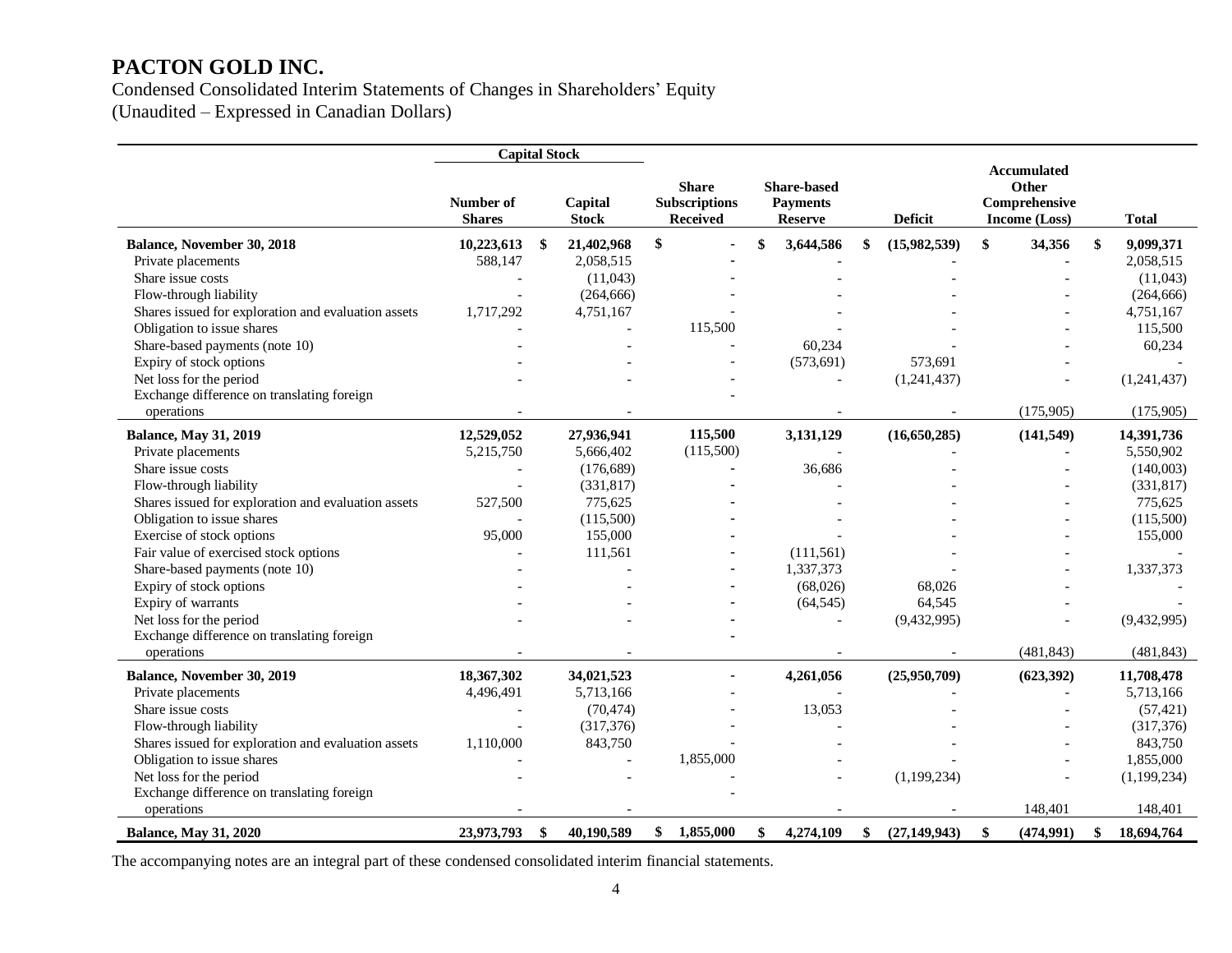# PACTON GOLD INC.

Condensed Consolidated Interim Statements of Changes in Shareholders' Equity
(Unaudited – Expressed in Canadian Dollars)

| | Capital Stock | | | | | | |
|---|---|---|---|---|---|---|---|
| | Number of Shares | Capital Stock | Share Subscriptions Received | Share-based Payments Reserve | Deficit | Accumulated Other Comprehensive Income (Loss) | Total |
| **Balance, November 30, 2018** | **10,223,613** | **$ 21,402,968** | **$ -** | **$ 3,644,586** | **$ (15,982,539)** | **$ 34,356** | **$ 9,099,371** |
| Private placements | 588,147 | 2,058,515 | - | - | - | - | 2,058,515 |
| Share issue costs | - | (11,043) | - | - | - | - | (11,043) |
| Flow-through liability | - | (264,666) | - | - | - | - | (264,666) |
| Shares issued for exploration and evaluation assets | 1,717,292 | 4,751,167 | - | - | - | - | 4,751,167 |
| Obligation to issue shares | - | - | 115,500 | - | - | - | 115,500 |
| Share-based payments (note 10) | - | - | - | 60,234 | - | - | 60,234 |
| Expiry of stock options | - | - | - | (573,691) | 573,691 | - | - |
| Net loss for the period | - | - | - | - | (1,241,437) | - | (1,241,437) |
| Exchange difference on translating foreign operations | - | - | - | - | - | (175,905) | (175,905) |
| **Balance, May 31, 2019** | **12,529,052** | **27,936,941** | **115,500** | **3,131,129** | **(16,650,285)** | **(141,549)** | **14,391,736** |
| Private placements | 5,215,750 | 5,666,402 | (115,500) | - | - | - | 5,550,902 |
| Share issue costs | - | (176,689) | - | 36,686 | - | - | (140,003) |
| Flow-through liability | - | (331,817) | - | - | - | - | (331,817) |
| Shares issued for exploration and evaluation assets | 527,500 | 775,625 | - | - | - | - | 775,625 |
| Obligation to issue shares | - | (115,500) | - | - | - | - | (115,500) |
| Exercise of stock options | 95,000 | 155,000 | - | - | - | - | 155,000 |
| Fair value of exercised stock options | - | 111,561 | - | (111,561) | - | - | - |
| Share-based payments (note 10) | - | - | - | 1,337,373 | - | - | 1,337,373 |
| Expiry of stock options | - | - | - | (68,026) | 68,026 | - | - |
| Expiry of warrants | - | - | - | (64,545) | 64,545 | - | - |
| Net loss for the period | - | - | - | - | (9,432,995) | - | (9,432,995) |
| Exchange difference on translating foreign operations | - | - | - | - | - | (481,843) | (481,843) |
| **Balance, November 30, 2019** | **18,367,302** | **34,021,523** | **-** | **4,261,056** | **(25,950,709)** | **(623,392)** | **11,708,478** |
| Private placements | 4,496,491 | 5,713,166 | - | - | - | - | 5,713,166 |
| Share issue costs | - | (70,474) | - | 13,053 | - | - | (57,421) |
| Flow-through liability | - | (317,376) | - | - | - | - | (317,376) |
| Shares issued for exploration and evaluation assets | 1,110,000 | 843,750 | - | - | - | - | 843,750 |
| Obligation to issue shares | - | - | 1,855,000 | - | - | - | 1,855,000 |
| Net loss for the period | - | - | - | - | (1,199,234) | - | (1,199,234) |
| Exchange difference on translating foreign operations | - | - | - | - | - | 148,401 | 148,401 |
| **Balance, May 31, 2020** | **23,973,793** | **$ 40,190,589** | **$ 1,855,000** | **$ 4,274,109** | **$ (27,149,943)** | **$ (474,991)** | **$ 18,694,764** |

The accompanying notes are an integral part of these condensed consolidated interim financial statements.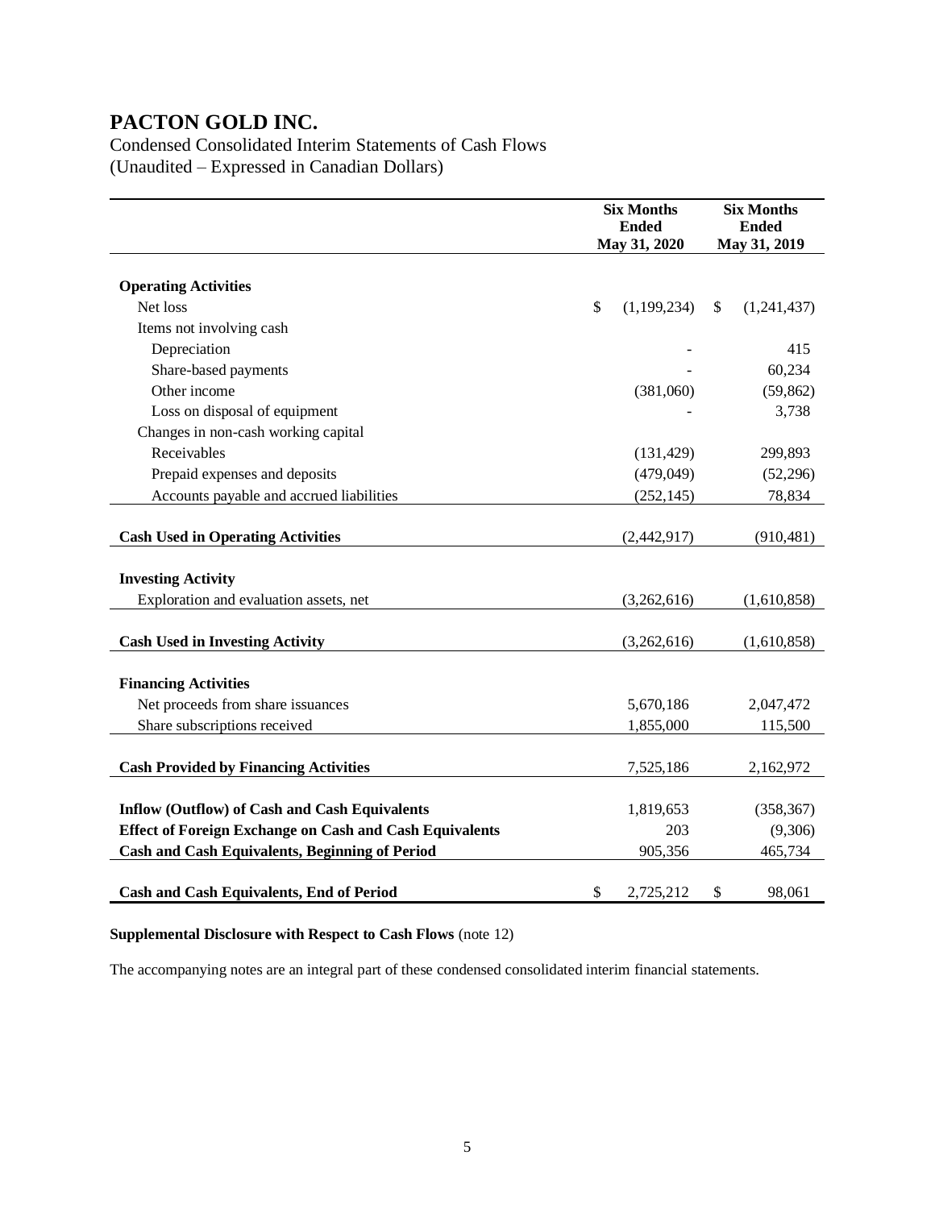# PACTON GOLD INC.

Condensed Consolidated Interim Statements of Cash Flows
(Unaudited – Expressed in Canadian Dollars)

| | Six Months Ended May 31, 2020 | Six Months Ended May 31, 2019 |
|---|---|---|
| **Operating Activities** | | |
| Net loss | $ (1,199,234) | $ (1,241,437) |
| Items not involving cash | | |
| Depreciation | - | 415 |
| Share-based payments | - | 60,234 |
| Other income | (381,060) | (59,862) |
| Loss on disposal of equipment | - | 3,738 |
| Changes in non-cash working capital | | |
| Receivables | (131,429) | 299,893 |
| Prepaid expenses and deposits | (479,049) | (52,296) |
| Accounts payable and accrued liabilities | (252,145) | 78,834 |
| **Cash Used in Operating Activities** | (2,442,917) | (910,481) |
| **Investing Activity** | | |
| Exploration and evaluation assets, net | (3,262,616) | (1,610,858) |
| **Cash Used in Investing Activity** | (3,262,616) | (1,610,858) |
| **Financing Activities** | | |
| Net proceeds from share issuances | 5,670,186 | 2,047,472 |
| Share subscriptions received | 1,855,000 | 115,500 |
| **Cash Provided by Financing Activities** | 7,525,186 | 2,162,972 |
| **Inflow (Outflow) of Cash and Cash Equivalents** | 1,819,653 | (358,367) |
| **Effect of Foreign Exchange on Cash and Cash Equivalents** | 203 | (9,306) |
| **Cash and Cash Equivalents, Beginning of Period** | 905,356 | 465,734 |
| **Cash and Cash Equivalents, End of Period** | $ 2,725,212 | $ 98,061 |

**Supplemental Disclosure with Respect to Cash Flows** (note 12)

The accompanying notes are an integral part of these condensed consolidated interim financial statements.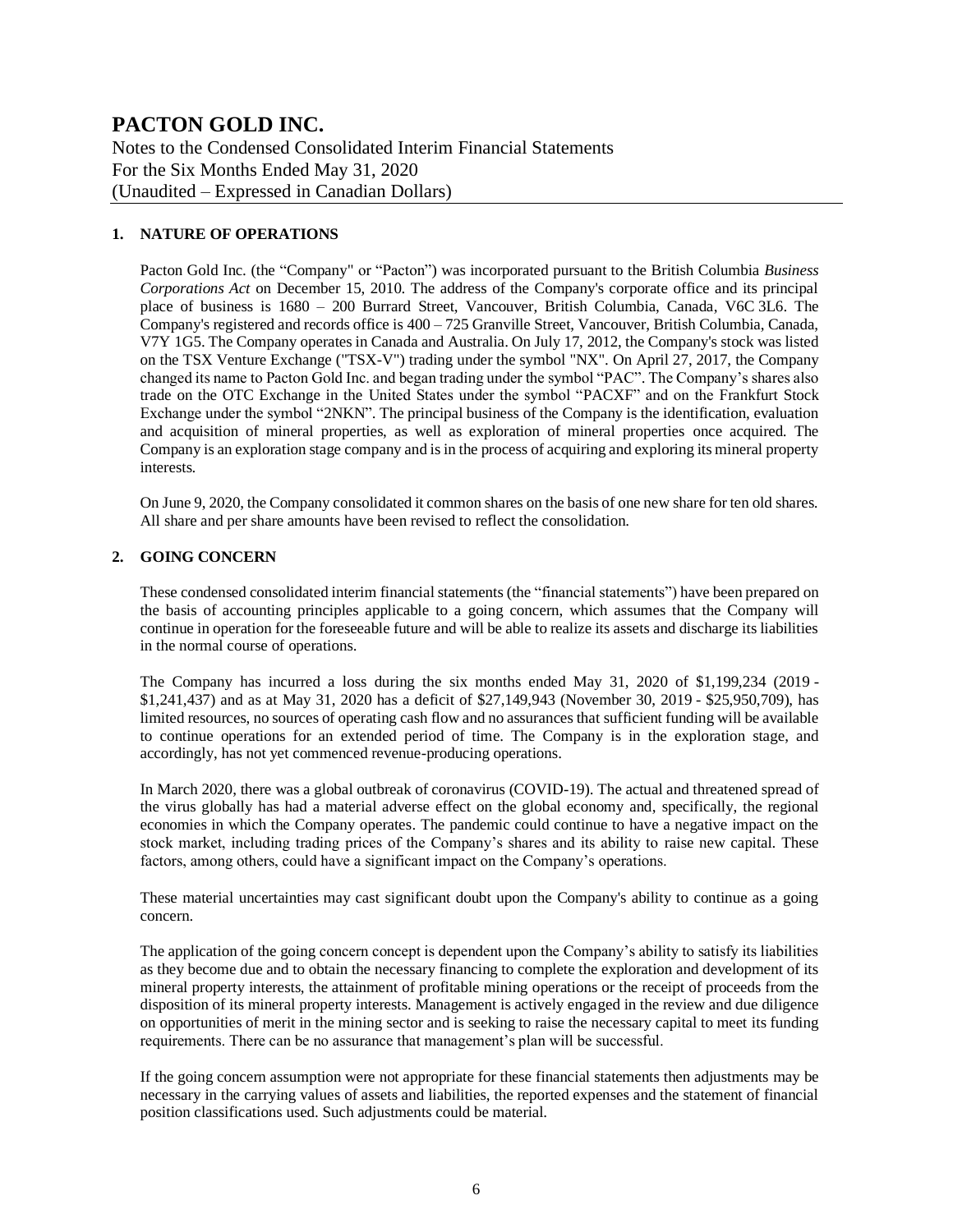# PACTON GOLD INC.

Notes to the Condensed Consolidated Interim Financial Statements
For the Six Months Ended May 31, 2020
(Unaudited – Expressed in Canadian Dollars)

## 1. NATURE OF OPERATIONS

Pacton Gold Inc. (the "Company" or "Pacton") was incorporated pursuant to the British Columbia *Business Corporations Act* on December 15, 2010. The address of the Company's corporate office and its principal place of business is 1680 – 200 Burrard Street, Vancouver, British Columbia, Canada, V6C 3L6. The Company's registered and records office is 400 – 725 Granville Street, Vancouver, British Columbia, Canada, V7Y 1G5. The Company operates in Canada and Australia. On July 17, 2012, the Company's stock was listed on the TSX Venture Exchange ("TSX-V") trading under the symbol "NX". On April 27, 2017, the Company changed its name to Pacton Gold Inc. and began trading under the symbol "PAC". The Company's shares also trade on the OTC Exchange in the United States under the symbol "PACXF" and on the Frankfurt Stock Exchange under the symbol "2NKN". The principal business of the Company is the identification, evaluation and acquisition of mineral properties, as well as exploration of mineral properties once acquired. The Company is an exploration stage company and is in the process of acquiring and exploring its mineral property interests.

On June 9, 2020, the Company consolidated it common shares on the basis of one new share for ten old shares. All share and per share amounts have been revised to reflect the consolidation.

## 2. GOING CONCERN

These condensed consolidated interim financial statements (the "financial statements") have been prepared on the basis of accounting principles applicable to a going concern, which assumes that the Company will continue in operation for the foreseeable future and will be able to realize its assets and discharge its liabilities in the normal course of operations.

The Company has incurred a loss during the six months ended May 31, 2020 of $1,199,234 (2019 - $1,241,437) and as at May 31, 2020 has a deficit of $27,149,943 (November 30, 2019 - $25,950,709), has limited resources, no sources of operating cash flow and no assurances that sufficient funding will be available to continue operations for an extended period of time. The Company is in the exploration stage, and accordingly, has not yet commenced revenue-producing operations.

In March 2020, there was a global outbreak of coronavirus (COVID-19). The actual and threatened spread of the virus globally has had a material adverse effect on the global economy and, specifically, the regional economies in which the Company operates. The pandemic could continue to have a negative impact on the stock market, including trading prices of the Company's shares and its ability to raise new capital. These factors, among others, could have a significant impact on the Company's operations.

These material uncertainties may cast significant doubt upon the Company's ability to continue as a going concern.

The application of the going concern concept is dependent upon the Company's ability to satisfy its liabilities as they become due and to obtain the necessary financing to complete the exploration and development of its mineral property interests, the attainment of profitable mining operations or the receipt of proceeds from the disposition of its mineral property interests. Management is actively engaged in the review and due diligence on opportunities of merit in the mining sector and is seeking to raise the necessary capital to meet its funding requirements. There can be no assurance that management's plan will be successful.

If the going concern assumption were not appropriate for these financial statements then adjustments may be necessary in the carrying values of assets and liabilities, the reported expenses and the statement of financial position classifications used. Such adjustments could be material.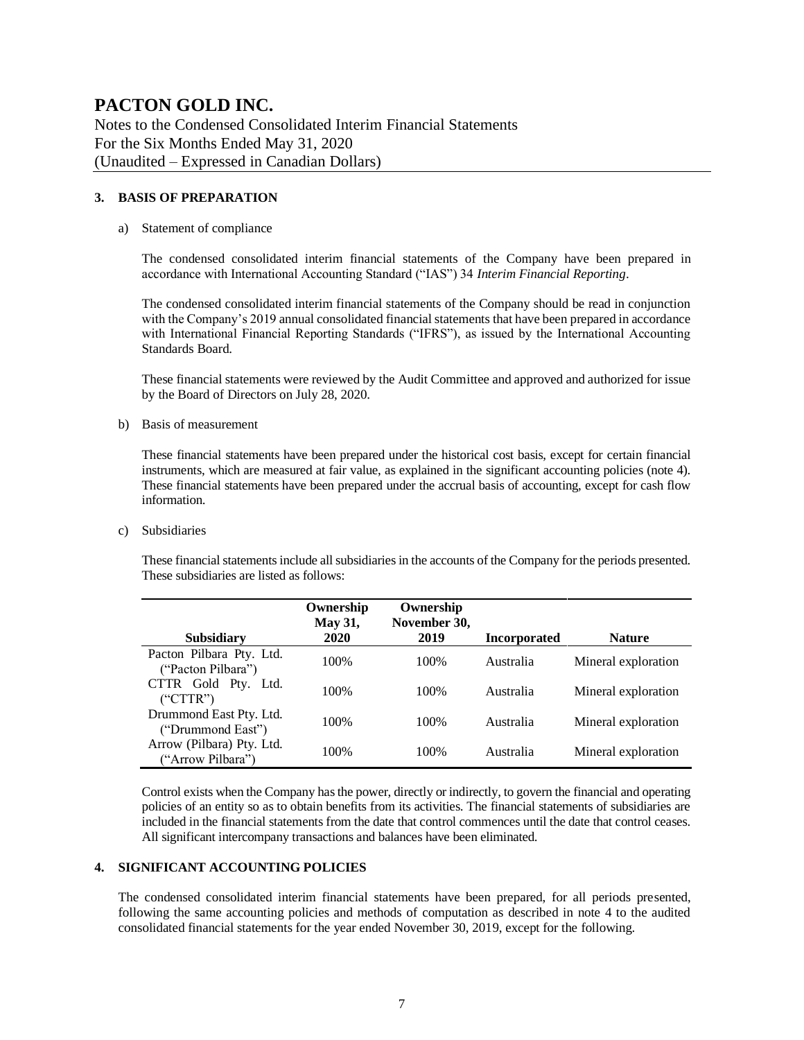# PACTON GOLD INC.

Notes to the Condensed Consolidated Interim Financial Statements
For the Six Months Ended May 31, 2020
(Unaudited – Expressed in Canadian Dollars)

## 3. BASIS OF PREPARATION

a) Statement of compliance

The condensed consolidated interim financial statements of the Company have been prepared in accordance with International Accounting Standard ("IAS") 34 *Interim Financial Reporting*.

The condensed consolidated interim financial statements of the Company should be read in conjunction with the Company's 2019 annual consolidated financial statements that have been prepared in accordance with International Financial Reporting Standards ("IFRS"), as issued by the International Accounting Standards Board.

These financial statements were reviewed by the Audit Committee and approved and authorized for issue by the Board of Directors on July 28, 2020.

b) Basis of measurement

These financial statements have been prepared under the historical cost basis, except for certain financial instruments, which are measured at fair value, as explained in the significant accounting policies (note 4). These financial statements have been prepared under the accrual basis of accounting, except for cash flow information.

c) Subsidiaries

These financial statements include all subsidiaries in the accounts of the Company for the periods presented. These subsidiaries are listed as follows:

| Subsidiary | Ownership May 31, 2020 | Ownership November 30, 2019 | Incorporated | Nature |
|---|---|---|---|---|
| Pacton Pilbara Pty. Ltd. ("Pacton Pilbara") | 100% | 100% | Australia | Mineral exploration |
| CTTR Gold Pty. Ltd. ("CTTR") | 100% | 100% | Australia | Mineral exploration |
| Drummond East Pty. Ltd. ("Drummond East") | 100% | 100% | Australia | Mineral exploration |
| Arrow (Pilbara) Pty. Ltd. ("Arrow Pilbara") | 100% | 100% | Australia | Mineral exploration |

Control exists when the Company has the power, directly or indirectly, to govern the financial and operating policies of an entity so as to obtain benefits from its activities. The financial statements of subsidiaries are included in the financial statements from the date that control commences until the date that control ceases. All significant intercompany transactions and balances have been eliminated.

## 4. SIGNIFICANT ACCOUNTING POLICIES

The condensed consolidated interim financial statements have been prepared, for all periods presented, following the same accounting policies and methods of computation as described in note 4 to the audited consolidated financial statements for the year ended November 30, 2019, except for the following.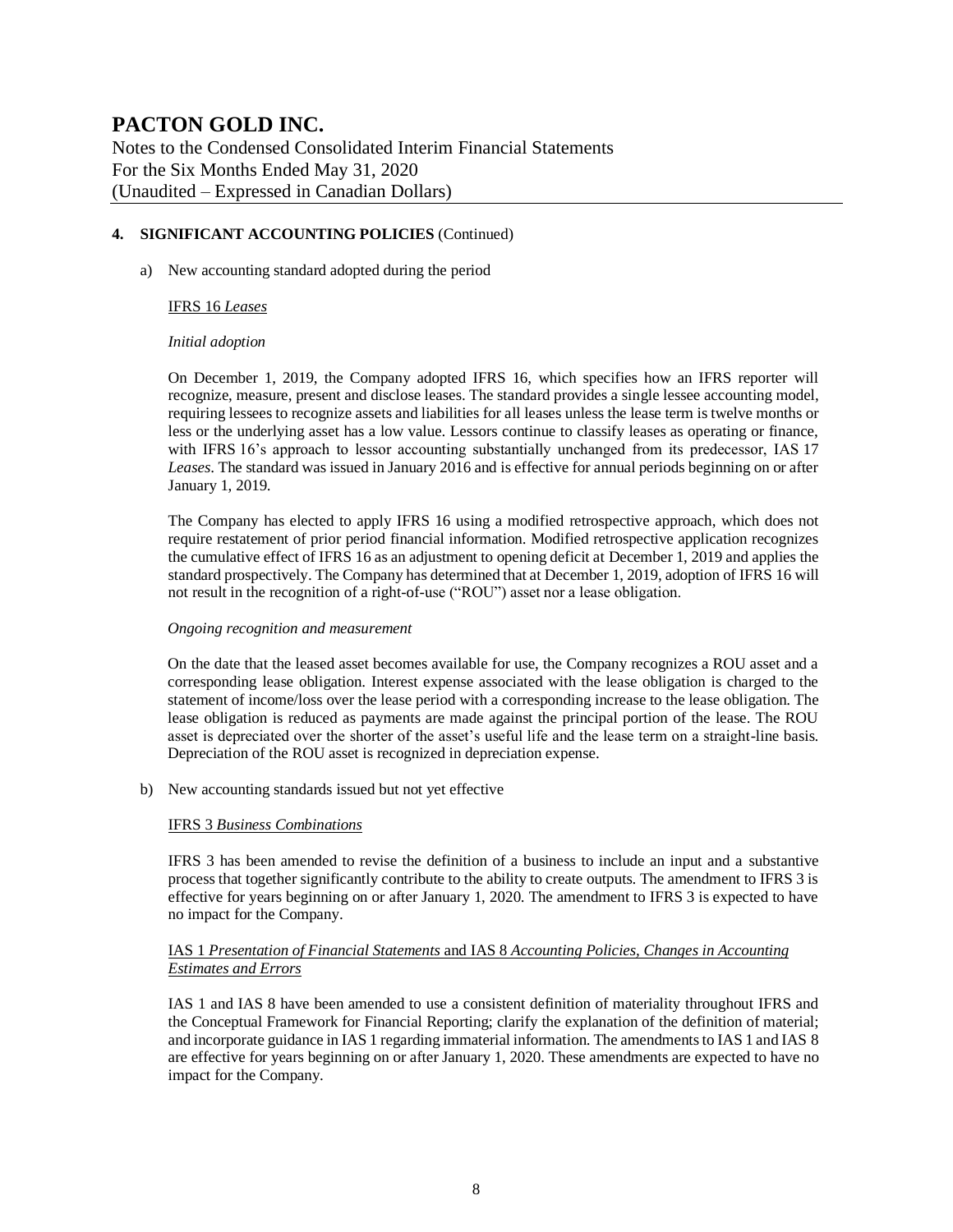# PACTON GOLD INC.

Notes to the Condensed Consolidated Interim Financial Statements
For the Six Months Ended May 31, 2020
(Unaudited – Expressed in Canadian Dollars)

**4. SIGNIFICANT ACCOUNTING POLICIES** (Continued)

a) New accounting standard adopted during the period

<u>IFRS 16 *Leases*</u>

*Initial adoption*

On December 1, 2019, the Company adopted IFRS 16, which specifies how an IFRS reporter will recognize, measure, present and disclose leases. The standard provides a single lessee accounting model, requiring lessees to recognize assets and liabilities for all leases unless the lease term is twelve months or less or the underlying asset has a low value. Lessors continue to classify leases as operating or finance, with IFRS 16's approach to lessor accounting substantially unchanged from its predecessor, IAS 17 *Leases*. The standard was issued in January 2016 and is effective for annual periods beginning on or after January 1, 2019.

The Company has elected to apply IFRS 16 using a modified retrospective approach, which does not require restatement of prior period financial information. Modified retrospective application recognizes the cumulative effect of IFRS 16 as an adjustment to opening deficit at December 1, 2019 and applies the standard prospectively. The Company has determined that at December 1, 2019, adoption of IFRS 16 will not result in the recognition of a right-of-use ("ROU") asset nor a lease obligation.

*Ongoing recognition and measurement*

On the date that the leased asset becomes available for use, the Company recognizes a ROU asset and a corresponding lease obligation. Interest expense associated with the lease obligation is charged to the statement of income/loss over the lease period with a corresponding increase to the lease obligation. The lease obligation is reduced as payments are made against the principal portion of the lease. The ROU asset is depreciated over the shorter of the asset's useful life and the lease term on a straight-line basis. Depreciation of the ROU asset is recognized in depreciation expense.

b) New accounting standards issued but not yet effective

<u>IFRS 3 *Business Combinations*</u>

IFRS 3 has been amended to revise the definition of a business to include an input and a substantive process that together significantly contribute to the ability to create outputs. The amendment to IFRS 3 is effective for years beginning on or after January 1, 2020. The amendment to IFRS 3 is expected to have no impact for the Company.

<u>IAS 1 *Presentation of Financial Statements* and IAS 8 *Accounting Policies, Changes in Accounting Estimates and Errors*</u>

IAS 1 and IAS 8 have been amended to use a consistent definition of materiality throughout IFRS and the Conceptual Framework for Financial Reporting; clarify the explanation of the definition of material; and incorporate guidance in IAS 1 regarding immaterial information. The amendments to IAS 1 and IAS 8 are effective for years beginning on or after January 1, 2020. These amendments are expected to have no impact for the Company.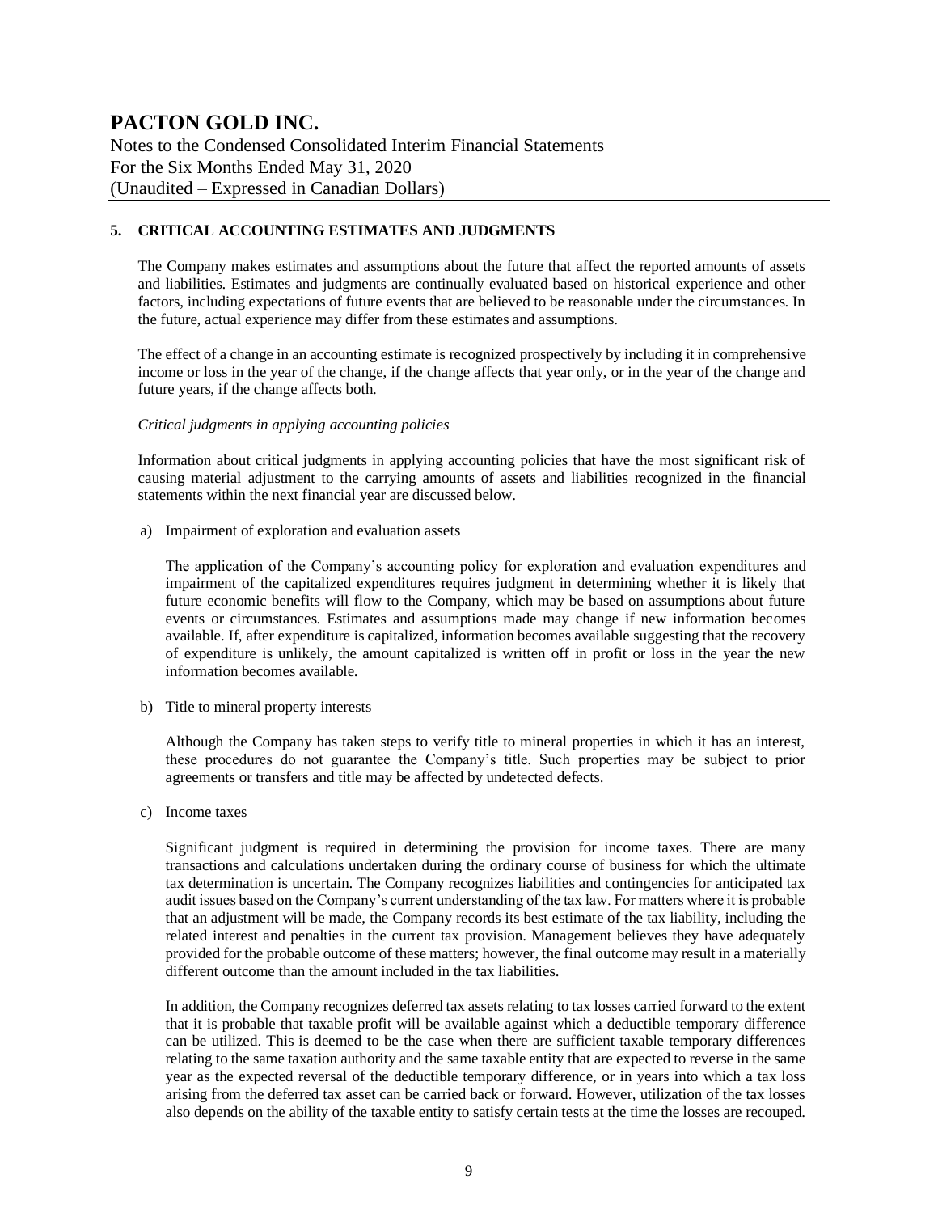## 5. CRITICAL ACCOUNTING ESTIMATES AND JUDGMENTS

The Company makes estimates and assumptions about the future that affect the reported amounts of assets and liabilities. Estimates and judgments are continually evaluated based on historical experience and other factors, including expectations of future events that are believed to be reasonable under the circumstances. In the future, actual experience may differ from these estimates and assumptions.

The effect of a change in an accounting estimate is recognized prospectively by including it in comprehensive income or loss in the year of the change, if the change affects that year only, or in the year of the change and future years, if the change affects both.

*Critical judgments in applying accounting policies*

Information about critical judgments in applying accounting policies that have the most significant risk of causing material adjustment to the carrying amounts of assets and liabilities recognized in the financial statements within the next financial year are discussed below.

a) Impairment of exploration and evaluation assets

The application of the Company's accounting policy for exploration and evaluation expenditures and impairment of the capitalized expenditures requires judgment in determining whether it is likely that future economic benefits will flow to the Company, which may be based on assumptions about future events or circumstances. Estimates and assumptions made may change if new information becomes available. If, after expenditure is capitalized, information becomes available suggesting that the recovery of expenditure is unlikely, the amount capitalized is written off in profit or loss in the year the new information becomes available.

b) Title to mineral property interests

Although the Company has taken steps to verify title to mineral properties in which it has an interest, these procedures do not guarantee the Company's title. Such properties may be subject to prior agreements or transfers and title may be affected by undetected defects.

c) Income taxes

Significant judgment is required in determining the provision for income taxes. There are many transactions and calculations undertaken during the ordinary course of business for which the ultimate tax determination is uncertain. The Company recognizes liabilities and contingencies for anticipated tax audit issues based on the Company's current understanding of the tax law. For matters where it is probable that an adjustment will be made, the Company records its best estimate of the tax liability, including the related interest and penalties in the current tax provision. Management believes they have adequately provided for the probable outcome of these matters; however, the final outcome may result in a materially different outcome than the amount included in the tax liabilities.

In addition, the Company recognizes deferred tax assets relating to tax losses carried forward to the extent that it is probable that taxable profit will be available against which a deductible temporary difference can be utilized. This is deemed to be the case when there are sufficient taxable temporary differences relating to the same taxation authority and the same taxable entity that are expected to reverse in the same year as the expected reversal of the deductible temporary difference, or in years into which a tax loss arising from the deferred tax asset can be carried back or forward. However, utilization of the tax losses also depends on the ability of the taxable entity to satisfy certain tests at the time the losses are recouped.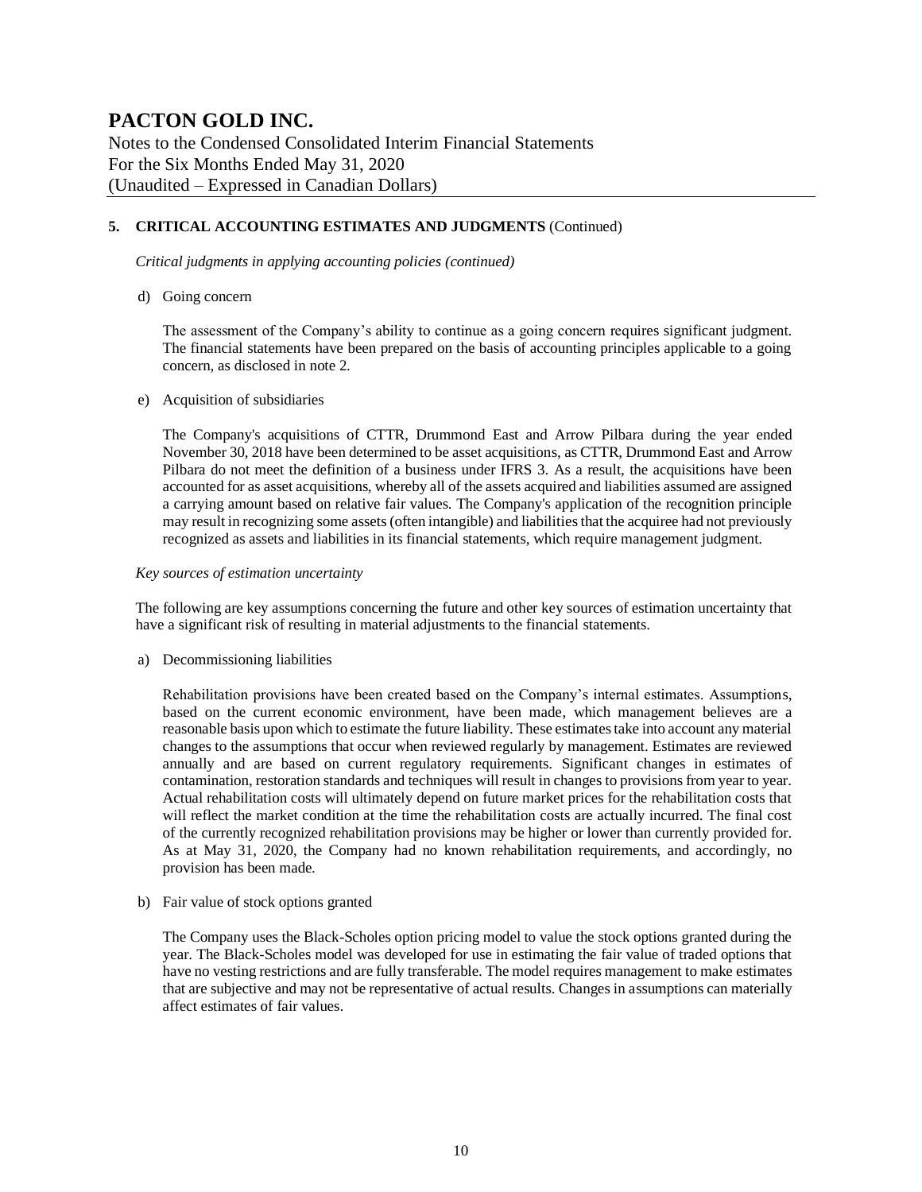# PACTON GOLD INC.

Notes to the Condensed Consolidated Interim Financial Statements
For the Six Months Ended May 31, 2020
(Unaudited – Expressed in Canadian Dollars)

## 5. CRITICAL ACCOUNTING ESTIMATES AND JUDGMENTS (Continued)

*Critical judgments in applying accounting policies (continued)*

d) Going concern

The assessment of the Company's ability to continue as a going concern requires significant judgment. The financial statements have been prepared on the basis of accounting principles applicable to a going concern, as disclosed in note 2.

e) Acquisition of subsidiaries

The Company's acquisitions of CTTR, Drummond East and Arrow Pilbara during the year ended November 30, 2018 have been determined to be asset acquisitions, as CTTR, Drummond East and Arrow Pilbara do not meet the definition of a business under IFRS 3. As a result, the acquisitions have been accounted for as asset acquisitions, whereby all of the assets acquired and liabilities assumed are assigned a carrying amount based on relative fair values. The Company's application of the recognition principle may result in recognizing some assets (often intangible) and liabilities that the acquiree had not previously recognized as assets and liabilities in its financial statements, which require management judgment.

*Key sources of estimation uncertainty*

The following are key assumptions concerning the future and other key sources of estimation uncertainty that have a significant risk of resulting in material adjustments to the financial statements.

a) Decommissioning liabilities

Rehabilitation provisions have been created based on the Company's internal estimates. Assumptions, based on the current economic environment, have been made, which management believes are a reasonable basis upon which to estimate the future liability. These estimates take into account any material changes to the assumptions that occur when reviewed regularly by management. Estimates are reviewed annually and are based on current regulatory requirements. Significant changes in estimates of contamination, restoration standards and techniques will result in changes to provisions from year to year. Actual rehabilitation costs will ultimately depend on future market prices for the rehabilitation costs that will reflect the market condition at the time the rehabilitation costs are actually incurred. The final cost of the currently recognized rehabilitation provisions may be higher or lower than currently provided for. As at May 31, 2020, the Company had no known rehabilitation requirements, and accordingly, no provision has been made.

b) Fair value of stock options granted

The Company uses the Black-Scholes option pricing model to value the stock options granted during the year. The Black-Scholes model was developed for use in estimating the fair value of traded options that have no vesting restrictions and are fully transferable. The model requires management to make estimates that are subjective and may not be representative of actual results. Changes in assumptions can materially affect estimates of fair values.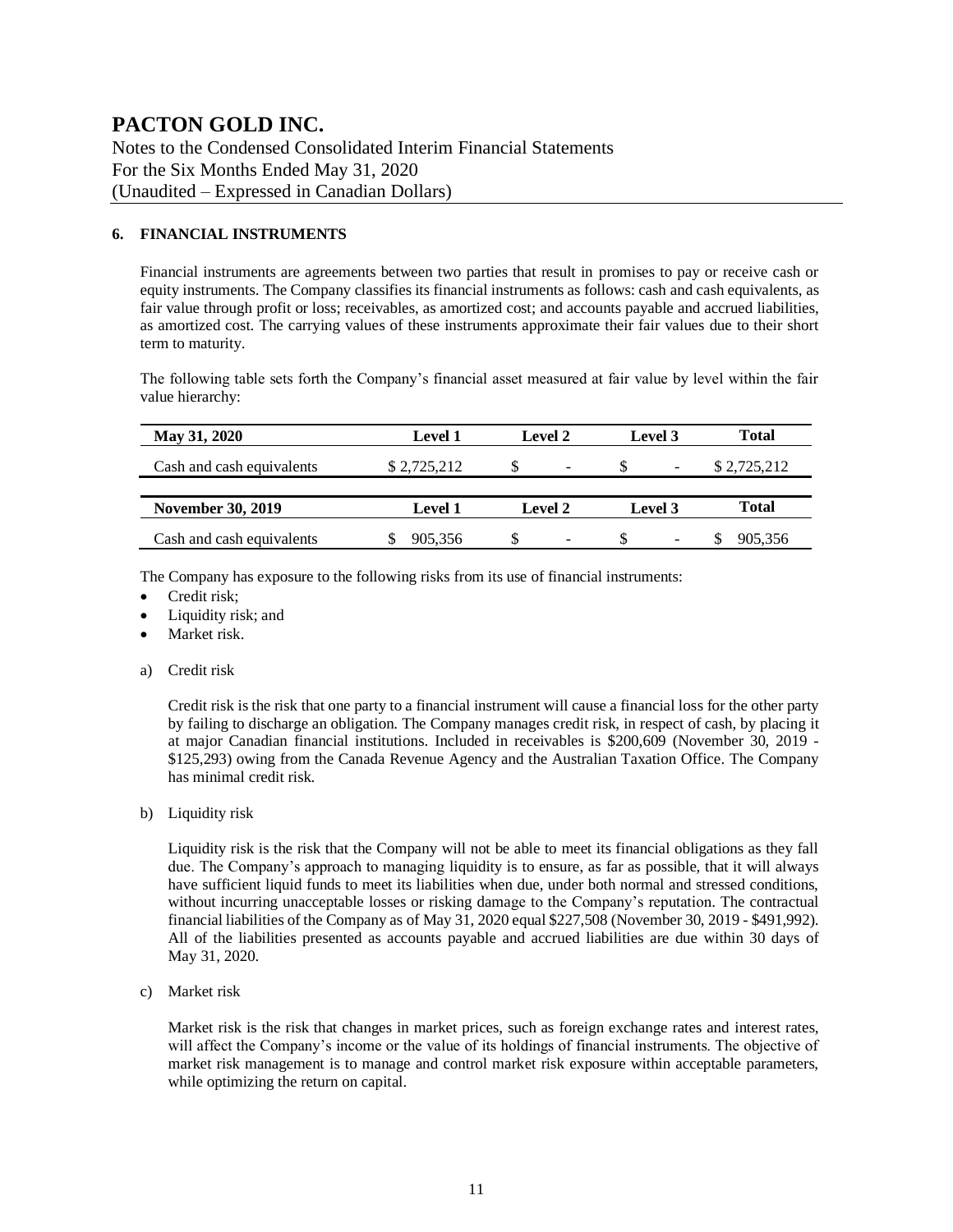# PACTON GOLD INC.

Notes to the Condensed Consolidated Interim Financial Statements
For the Six Months Ended May 31, 2020
(Unaudited – Expressed in Canadian Dollars)

## 6. FINANCIAL INSTRUMENTS

Financial instruments are agreements between two parties that result in promises to pay or receive cash or equity instruments. The Company classifies its financial instruments as follows: cash and cash equivalents, as fair value through profit or loss; receivables, as amortized cost; and accounts payable and accrued liabilities, as amortized cost. The carrying values of these instruments approximate their fair values due to their short term to maturity.

The following table sets forth the Company's financial asset measured at fair value by level within the fair value hierarchy:

| May 31, 2020 | Level 1 | Level 2 | Level 3 | Total |
|---|---|---|---|---|
| Cash and cash equivalents | $ 2,725,212 | $ - | $ - | $ 2,725,212 |

| November 30, 2019 | Level 1 | Level 2 | Level 3 | Total |
|---|---|---|---|---|
| Cash and cash equivalents | $ 905,356 | $ - | $ - | $ 905,356 |

The Company has exposure to the following risks from its use of financial instruments:

- Credit risk;
- Liquidity risk; and
- Market risk.

a) Credit risk

Credit risk is the risk that one party to a financial instrument will cause a financial loss for the other party by failing to discharge an obligation. The Company manages credit risk, in respect of cash, by placing it at major Canadian financial institutions. Included in receivables is $200,609 (November 30, 2019 - $125,293) owing from the Canada Revenue Agency and the Australian Taxation Office. The Company has minimal credit risk.

b) Liquidity risk

Liquidity risk is the risk that the Company will not be able to meet its financial obligations as they fall due. The Company's approach to managing liquidity is to ensure, as far as possible, that it will always have sufficient liquid funds to meet its liabilities when due, under both normal and stressed conditions, without incurring unacceptable losses or risking damage to the Company's reputation. The contractual financial liabilities of the Company as of May 31, 2020 equal $227,508 (November 30, 2019 - $491,992). All of the liabilities presented as accounts payable and accrued liabilities are due within 30 days of May 31, 2020.

c) Market risk

Market risk is the risk that changes in market prices, such as foreign exchange rates and interest rates, will affect the Company's income or the value of its holdings of financial instruments. The objective of market risk management is to manage and control market risk exposure within acceptable parameters, while optimizing the return on capital.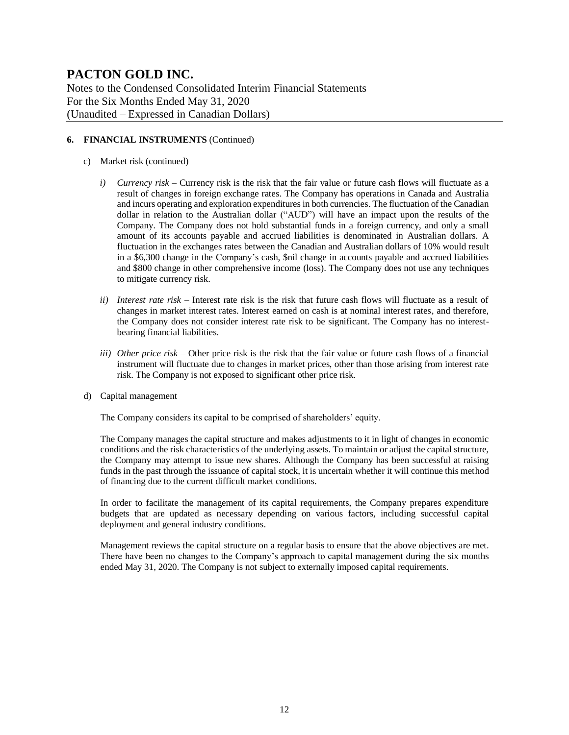**6. FINANCIAL INSTRUMENTS** (Continued)

c) Market risk (continued)

*i) Currency risk* – Currency risk is the risk that the fair value or future cash flows will fluctuate as a result of changes in foreign exchange rates. The Company has operations in Canada and Australia and incurs operating and exploration expenditures in both currencies. The fluctuation of the Canadian dollar in relation to the Australian dollar ("AUD") will have an impact upon the results of the Company. The Company does not hold substantial funds in a foreign currency, and only a small amount of its accounts payable and accrued liabilities is denominated in Australian dollars. A fluctuation in the exchanges rates between the Canadian and Australian dollars of 10% would result in a $6,300 change in the Company's cash, $nil change in accounts payable and accrued liabilities and $800 change in other comprehensive income (loss). The Company does not use any techniques to mitigate currency risk.

*ii) Interest rate risk* – Interest rate risk is the risk that future cash flows will fluctuate as a result of changes in market interest rates. Interest earned on cash is at nominal interest rates, and therefore, the Company does not consider interest rate risk to be significant. The Company has no interest-bearing financial liabilities.

*iii) Other price risk* – Other price risk is the risk that the fair value or future cash flows of a financial instrument will fluctuate due to changes in market prices, other than those arising from interest rate risk. The Company is not exposed to significant other price risk.

d) Capital management

The Company considers its capital to be comprised of shareholders' equity.

The Company manages the capital structure and makes adjustments to it in light of changes in economic conditions and the risk characteristics of the underlying assets. To maintain or adjust the capital structure, the Company may attempt to issue new shares. Although the Company has been successful at raising funds in the past through the issuance of capital stock, it is uncertain whether it will continue this method of financing due to the current difficult market conditions.

In order to facilitate the management of its capital requirements, the Company prepares expenditure budgets that are updated as necessary depending on various factors, including successful capital deployment and general industry conditions.

Management reviews the capital structure on a regular basis to ensure that the above objectives are met. There have been no changes to the Company's approach to capital management during the six months ended May 31, 2020. The Company is not subject to externally imposed capital requirements.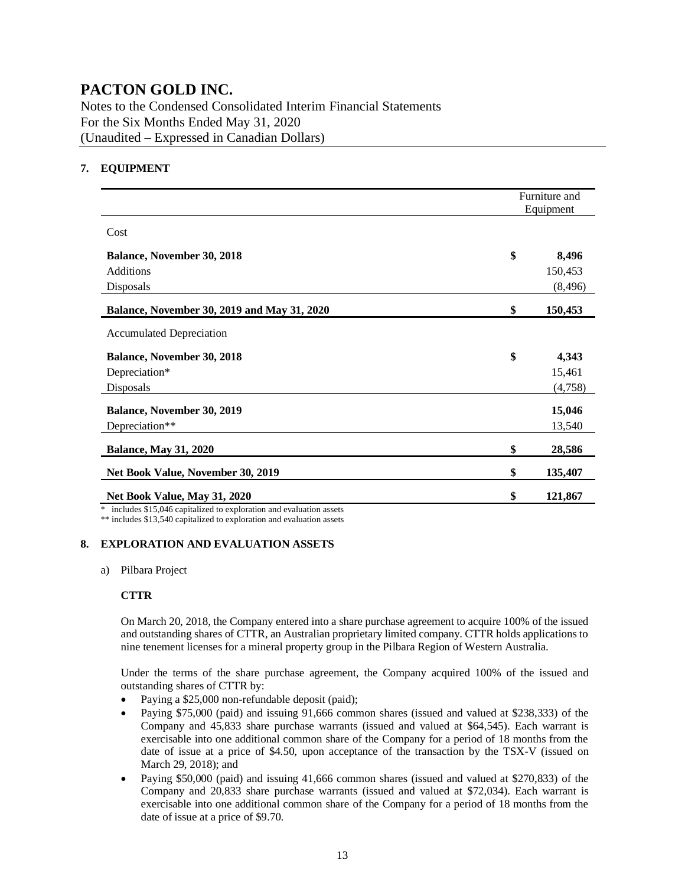# PACTON GOLD INC.

Notes to the Condensed Consolidated Interim Financial Statements
For the Six Months Ended May 31, 2020
(Unaudited – Expressed in Canadian Dollars)

## 7. EQUIPMENT

| | | Furniture and Equipment |
|---|---|---|
| Cost | | |
| **Balance, November 30, 2018** | **$** | **8,496** |
| Additions | | 150,453 |
| Disposals | | (8,496) |
| **Balance, November 30, 2019 and May 31, 2020** | **$** | **150,453** |
| Accumulated Depreciation | | |
| **Balance, November 30, 2018** | **$** | **4,343** |
| Depreciation* | | 15,461 |
| Disposals | | (4,758) |
| **Balance, November 30, 2019** | | **15,046** |
| Depreciation** | | 13,540 |
| **Balance, May 31, 2020** | **$** | **28,586** |
| **Net Book Value, November 30, 2019** | **$** | **135,407** |
| **Net Book Value, May 31, 2020** | **$** | **121,867** |

\* includes $15,046 capitalized to exploration and evaluation assets
** includes $13,540 capitalized to exploration and evaluation assets

## 8. EXPLORATION AND EVALUATION ASSETS

a) Pilbara Project

**CTTR**

On March 20, 2018, the Company entered into a share purchase agreement to acquire 100% of the issued and outstanding shares of CTTR, an Australian proprietary limited company. CTTR holds applications to nine tenement licenses for a mineral property group in the Pilbara Region of Western Australia.

Under the terms of the share purchase agreement, the Company acquired 100% of the issued and outstanding shares of CTTR by:

- Paying a $25,000 non-refundable deposit (paid);
- Paying $75,000 (paid) and issuing 91,666 common shares (issued and valued at $238,333) of the Company and 45,833 share purchase warrants (issued and valued at $64,545). Each warrant is exercisable into one additional common share of the Company for a period of 18 months from the date of issue at a price of $4.50, upon acceptance of the transaction by the TSX-V (issued on March 29, 2018); and
- Paying $50,000 (paid) and issuing 41,666 common shares (issued and valued at $270,833) of the Company and 20,833 share purchase warrants (issued and valued at $72,034). Each warrant is exercisable into one additional common share of the Company for a period of 18 months from the date of issue at a price of $9.70.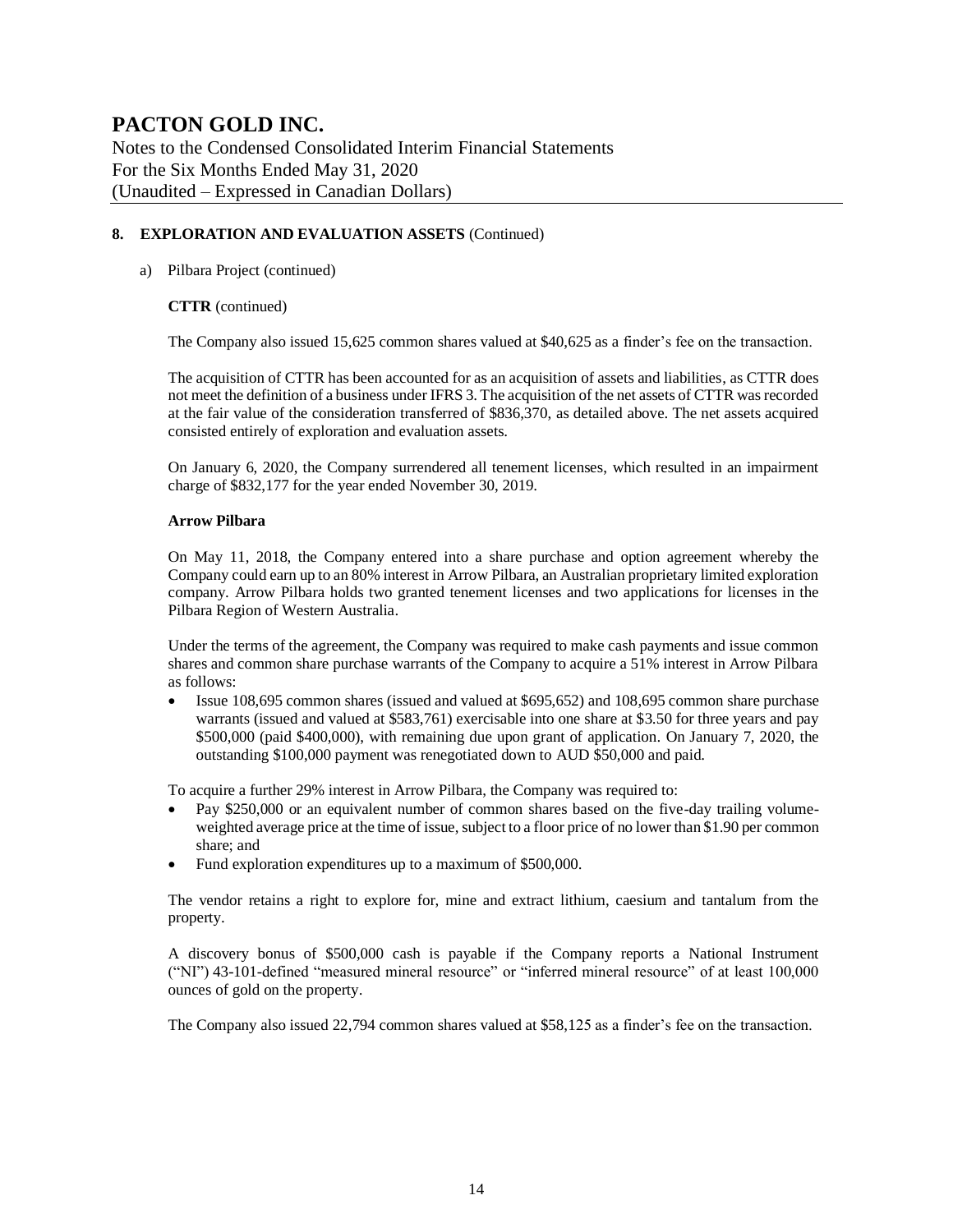## 8. EXPLORATION AND EVALUATION ASSETS (Continued)

a) Pilbara Project (continued)

**CTTR** (continued)

The Company also issued 15,625 common shares valued at $40,625 as a finder's fee on the transaction.

The acquisition of CTTR has been accounted for as an acquisition of assets and liabilities, as CTTR does not meet the definition of a business under IFRS 3. The acquisition of the net assets of CTTR was recorded at the fair value of the consideration transferred of $836,370, as detailed above. The net assets acquired consisted entirely of exploration and evaluation assets.

On January 6, 2020, the Company surrendered all tenement licenses, which resulted in an impairment charge of $832,177 for the year ended November 30, 2019.

**Arrow Pilbara**

On May 11, 2018, the Company entered into a share purchase and option agreement whereby the Company could earn up to an 80% interest in Arrow Pilbara, an Australian proprietary limited exploration company. Arrow Pilbara holds two granted tenement licenses and two applications for licenses in the Pilbara Region of Western Australia.

Under the terms of the agreement, the Company was required to make cash payments and issue common shares and common share purchase warrants of the Company to acquire a 51% interest in Arrow Pilbara as follows:

- Issue 108,695 common shares (issued and valued at $695,652) and 108,695 common share purchase warrants (issued and valued at $583,761) exercisable into one share at $3.50 for three years and pay $500,000 (paid $400,000), with remaining due upon grant of application. On January 7, 2020, the outstanding $100,000 payment was renegotiated down to AUD $50,000 and paid.

To acquire a further 29% interest in Arrow Pilbara, the Company was required to:

- Pay $250,000 or an equivalent number of common shares based on the five-day trailing volume-weighted average price at the time of issue, subject to a floor price of no lower than $1.90 per common share; and
- Fund exploration expenditures up to a maximum of $500,000.

The vendor retains a right to explore for, mine and extract lithium, caesium and tantalum from the property.

A discovery bonus of $500,000 cash is payable if the Company reports a National Instrument ("NI") 43-101-defined "measured mineral resource" or "inferred mineral resource" of at least 100,000 ounces of gold on the property.

The Company also issued 22,794 common shares valued at $58,125 as a finder's fee on the transaction.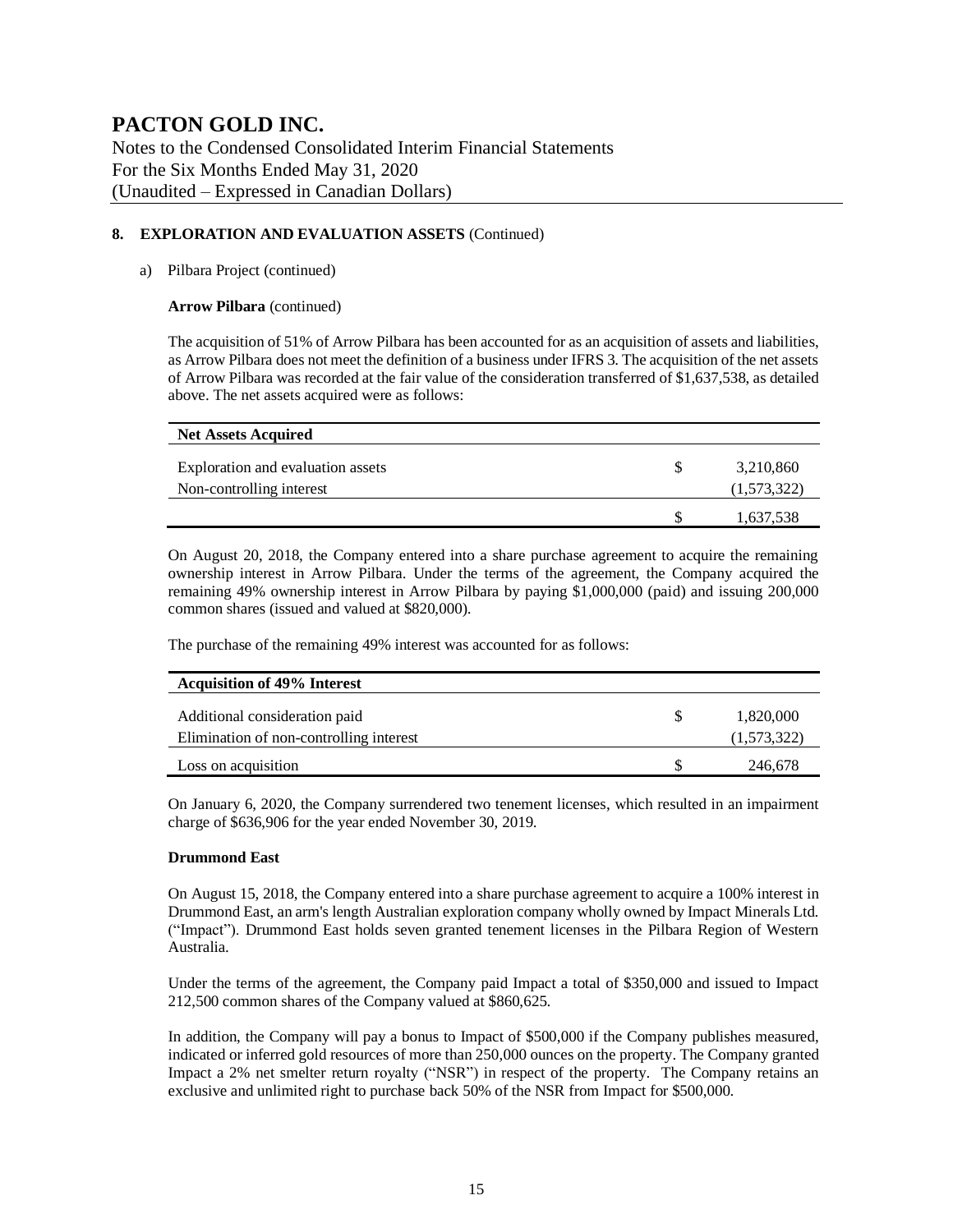# PACTON GOLD INC.

Notes to the Condensed Consolidated Interim Financial Statements
For the Six Months Ended May 31, 2020
(Unaudited – Expressed in Canadian Dollars)

## 8. EXPLORATION AND EVALUATION ASSETS (Continued)

a) Pilbara Project (continued)

**Arrow Pilbara** (continued)

The acquisition of 51% of Arrow Pilbara has been accounted for as an acquisition of assets and liabilities, as Arrow Pilbara does not meet the definition of a business under IFRS 3. The acquisition of the net assets of Arrow Pilbara was recorded at the fair value of the consideration transferred of $1,637,538, as detailed above. The net assets acquired were as follows:

| Net Assets Acquired | | |
|---|---|---|
| Exploration and evaluation assets | $ | 3,210,860 |
| Non-controlling interest | | (1,573,322) |
| | $ | 1,637,538 |

On August 20, 2018, the Company entered into a share purchase agreement to acquire the remaining ownership interest in Arrow Pilbara. Under the terms of the agreement, the Company acquired the remaining 49% ownership interest in Arrow Pilbara by paying $1,000,000 (paid) and issuing 200,000 common shares (issued and valued at $820,000).

The purchase of the remaining 49% interest was accounted for as follows:

| Acquisition of 49% Interest | | |
|---|---|---|
| Additional consideration paid | $ | 1,820,000 |
| Elimination of non-controlling interest | | (1,573,322) |
| Loss on acquisition | $ | 246,678 |

On January 6, 2020, the Company surrendered two tenement licenses, which resulted in an impairment charge of $636,906 for the year ended November 30, 2019.

**Drummond East**

On August 15, 2018, the Company entered into a share purchase agreement to acquire a 100% interest in Drummond East, an arm's length Australian exploration company wholly owned by Impact Minerals Ltd. ("Impact"). Drummond East holds seven granted tenement licenses in the Pilbara Region of Western Australia.

Under the terms of the agreement, the Company paid Impact a total of $350,000 and issued to Impact 212,500 common shares of the Company valued at $860,625.

In addition, the Company will pay a bonus to Impact of $500,000 if the Company publishes measured, indicated or inferred gold resources of more than 250,000 ounces on the property. The Company granted Impact a 2% net smelter return royalty ("NSR") in respect of the property. The Company retains an exclusive and unlimited right to purchase back 50% of the NSR from Impact for $500,000.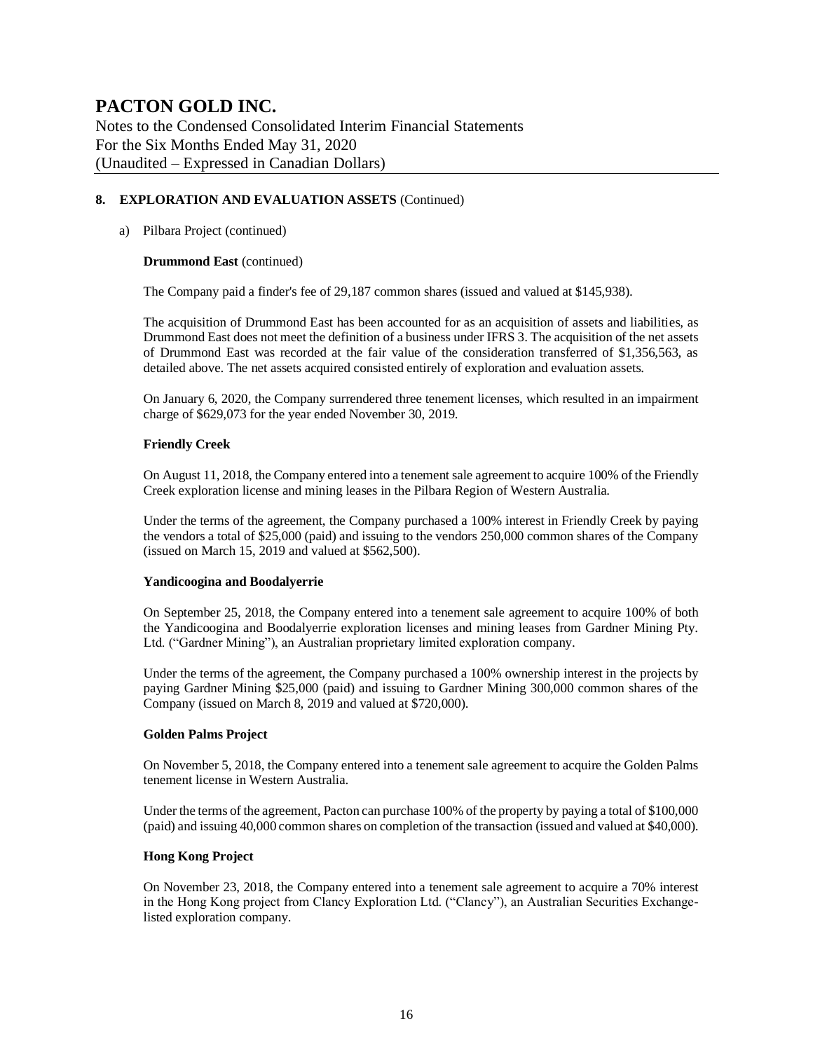## 8. EXPLORATION AND EVALUATION ASSETS (Continued)

a) Pilbara Project (continued)

**Drummond East** (continued)

The Company paid a finder's fee of 29,187 common shares (issued and valued at $145,938).

The acquisition of Drummond East has been accounted for as an acquisition of assets and liabilities, as Drummond East does not meet the definition of a business under IFRS 3. The acquisition of the net assets of Drummond East was recorded at the fair value of the consideration transferred of $1,356,563, as detailed above. The net assets acquired consisted entirely of exploration and evaluation assets.

On January 6, 2020, the Company surrendered three tenement licenses, which resulted in an impairment charge of $629,073 for the year ended November 30, 2019.

**Friendly Creek**

On August 11, 2018, the Company entered into a tenement sale agreement to acquire 100% of the Friendly Creek exploration license and mining leases in the Pilbara Region of Western Australia.

Under the terms of the agreement, the Company purchased a 100% interest in Friendly Creek by paying the vendors a total of $25,000 (paid) and issuing to the vendors 250,000 common shares of the Company (issued on March 15, 2019 and valued at $562,500).

**Yandicoogina and Boodalyerrie**

On September 25, 2018, the Company entered into a tenement sale agreement to acquire 100% of both the Yandicoogina and Boodalyerrie exploration licenses and mining leases from Gardner Mining Pty. Ltd. ("Gardner Mining"), an Australian proprietary limited exploration company.

Under the terms of the agreement, the Company purchased a 100% ownership interest in the projects by paying Gardner Mining $25,000 (paid) and issuing to Gardner Mining 300,000 common shares of the Company (issued on March 8, 2019 and valued at $720,000).

**Golden Palms Project**

On November 5, 2018, the Company entered into a tenement sale agreement to acquire the Golden Palms tenement license in Western Australia.

Under the terms of the agreement, Pacton can purchase 100% of the property by paying a total of $100,000 (paid) and issuing 40,000 common shares on completion of the transaction (issued and valued at $40,000).

**Hong Kong Project**

On November 23, 2018, the Company entered into a tenement sale agreement to acquire a 70% interest in the Hong Kong project from Clancy Exploration Ltd. ("Clancy"), an Australian Securities Exchange-listed exploration company.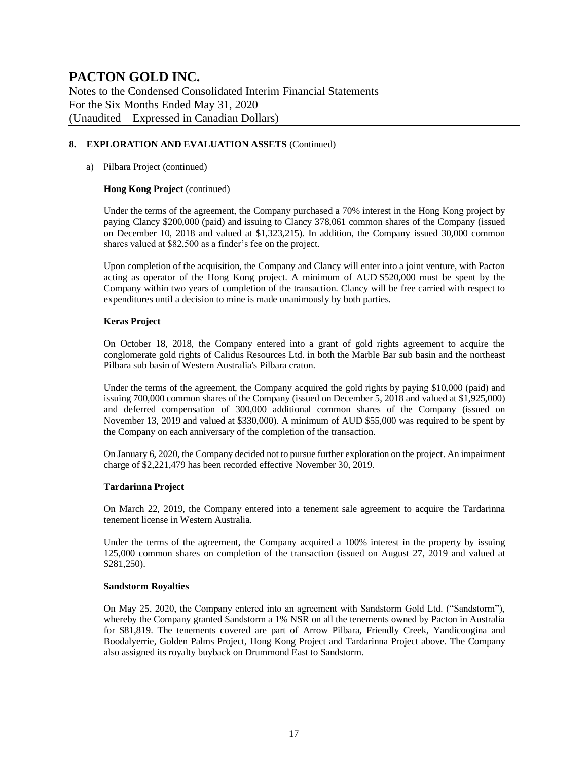## 8. EXPLORATION AND EVALUATION ASSETS (Continued)

a) Pilbara Project (continued)

**Hong Kong Project** (continued)

Under the terms of the agreement, the Company purchased a 70% interest in the Hong Kong project by paying Clancy \$200,000 (paid) and issuing to Clancy 378,061 common shares of the Company (issued on December 10, 2018 and valued at \$1,323,215). In addition, the Company issued 30,000 common shares valued at \$82,500 as a finder's fee on the project.

Upon completion of the acquisition, the Company and Clancy will enter into a joint venture, with Pacton acting as operator of the Hong Kong project. A minimum of AUD \$520,000 must be spent by the Company within two years of completion of the transaction. Clancy will be free carried with respect to expenditures until a decision to mine is made unanimously by both parties.

**Keras Project**

On October 18, 2018, the Company entered into a grant of gold rights agreement to acquire the conglomerate gold rights of Calidus Resources Ltd. in both the Marble Bar sub basin and the northeast Pilbara sub basin of Western Australia's Pilbara craton.

Under the terms of the agreement, the Company acquired the gold rights by paying \$10,000 (paid) and issuing 700,000 common shares of the Company (issued on December 5, 2018 and valued at \$1,925,000) and deferred compensation of 300,000 additional common shares of the Company (issued on November 13, 2019 and valued at \$330,000). A minimum of AUD \$55,000 was required to be spent by the Company on each anniversary of the completion of the transaction.

On January 6, 2020, the Company decided not to pursue further exploration on the project. An impairment charge of \$2,221,479 has been recorded effective November 30, 2019.

**Tardarinna Project**

On March 22, 2019, the Company entered into a tenement sale agreement to acquire the Tardarinna tenement license in Western Australia.

Under the terms of the agreement, the Company acquired a 100% interest in the property by issuing 125,000 common shares on completion of the transaction (issued on August 27, 2019 and valued at \$281,250).

**Sandstorm Royalties**

On May 25, 2020, the Company entered into an agreement with Sandstorm Gold Ltd. ("Sandstorm"), whereby the Company granted Sandstorm a 1% NSR on all the tenements owned by Pacton in Australia for \$81,819. The tenements covered are part of Arrow Pilbara, Friendly Creek, Yandicoogina and Boodalyerrie, Golden Palms Project, Hong Kong Project and Tardarinna Project above. The Company also assigned its royalty buyback on Drummond East to Sandstorm.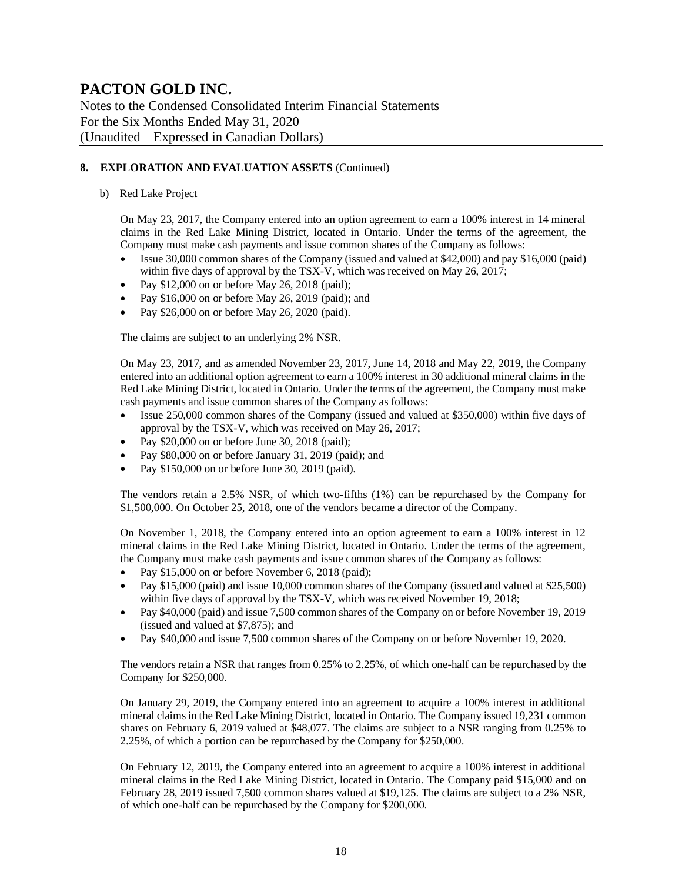## 8. EXPLORATION AND EVALUATION ASSETS (Continued)

b) Red Lake Project

On May 23, 2017, the Company entered into an option agreement to earn a 100% interest in 14 mineral claims in the Red Lake Mining District, located in Ontario. Under the terms of the agreement, the Company must make cash payments and issue common shares of the Company as follows:

- Issue 30,000 common shares of the Company (issued and valued at $42,000) and pay $16,000 (paid) within five days of approval by the TSX-V, which was received on May 26, 2017;
- Pay $12,000 on or before May 26, 2018 (paid);
- Pay $16,000 on or before May 26, 2019 (paid); and
- Pay $26,000 on or before May 26, 2020 (paid).

The claims are subject to an underlying 2% NSR.

On May 23, 2017, and as amended November 23, 2017, June 14, 2018 and May 22, 2019, the Company entered into an additional option agreement to earn a 100% interest in 30 additional mineral claims in the Red Lake Mining District, located in Ontario. Under the terms of the agreement, the Company must make cash payments and issue common shares of the Company as follows:

- Issue 250,000 common shares of the Company (issued and valued at $350,000) within five days of approval by the TSX-V, which was received on May 26, 2017;
- Pay $20,000 on or before June 30, 2018 (paid);
- Pay $80,000 on or before January 31, 2019 (paid); and
- Pay $150,000 on or before June 30, 2019 (paid).

The vendors retain a 2.5% NSR, of which two-fifths (1%) can be repurchased by the Company for $1,500,000. On October 25, 2018, one of the vendors became a director of the Company.

On November 1, 2018, the Company entered into an option agreement to earn a 100% interest in 12 mineral claims in the Red Lake Mining District, located in Ontario. Under the terms of the agreement, the Company must make cash payments and issue common shares of the Company as follows:

- Pay $15,000 on or before November 6, 2018 (paid);
- Pay $15,000 (paid) and issue 10,000 common shares of the Company (issued and valued at $25,500) within five days of approval by the TSX-V, which was received November 19, 2018;
- Pay $40,000 (paid) and issue 7,500 common shares of the Company on or before November 19, 2019 (issued and valued at $7,875); and
- Pay $40,000 and issue 7,500 common shares of the Company on or before November 19, 2020.

The vendors retain a NSR that ranges from 0.25% to 2.25%, of which one-half can be repurchased by the Company for $250,000.

On January 29, 2019, the Company entered into an agreement to acquire a 100% interest in additional mineral claims in the Red Lake Mining District, located in Ontario. The Company issued 19,231 common shares on February 6, 2019 valued at $48,077. The claims are subject to a NSR ranging from 0.25% to 2.25%, of which a portion can be repurchased by the Company for $250,000.

On February 12, 2019, the Company entered into an agreement to acquire a 100% interest in additional mineral claims in the Red Lake Mining District, located in Ontario. The Company paid $15,000 and on February 28, 2019 issued 7,500 common shares valued at $19,125. The claims are subject to a 2% NSR, of which one-half can be repurchased by the Company for $200,000.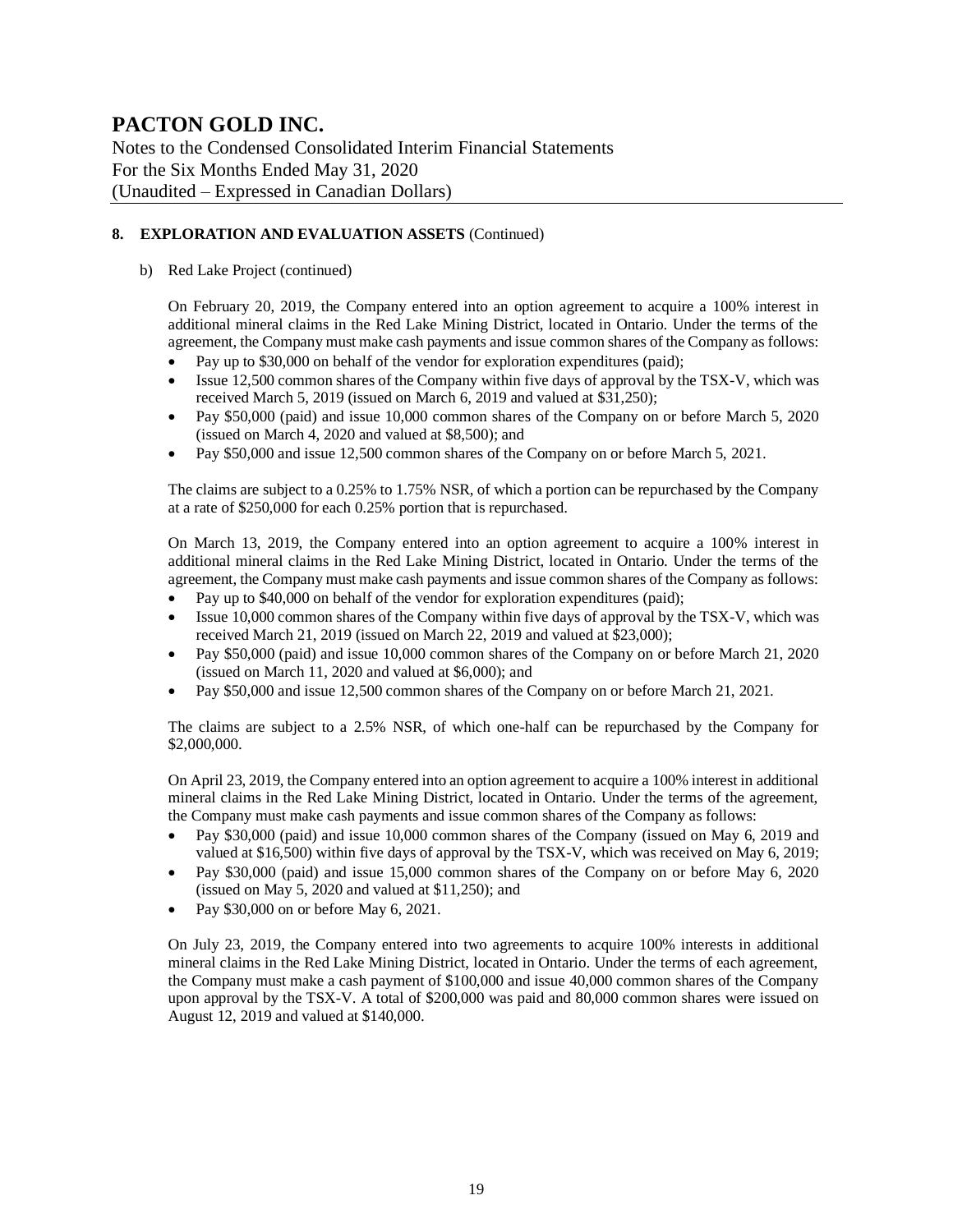## 8. EXPLORATION AND EVALUATION ASSETS (Continued)

b) Red Lake Project (continued)

On February 20, 2019, the Company entered into an option agreement to acquire a 100% interest in additional mineral claims in the Red Lake Mining District, located in Ontario. Under the terms of the agreement, the Company must make cash payments and issue common shares of the Company as follows:

- Pay up to $30,000 on behalf of the vendor for exploration expenditures (paid);
- Issue 12,500 common shares of the Company within five days of approval by the TSX-V, which was received March 5, 2019 (issued on March 6, 2019 and valued at $31,250);
- Pay $50,000 (paid) and issue 10,000 common shares of the Company on or before March 5, 2020 (issued on March 4, 2020 and valued at $8,500); and
- Pay $50,000 and issue 12,500 common shares of the Company on or before March 5, 2021.

The claims are subject to a 0.25% to 1.75% NSR, of which a portion can be repurchased by the Company at a rate of $250,000 for each 0.25% portion that is repurchased.

On March 13, 2019, the Company entered into an option agreement to acquire a 100% interest in additional mineral claims in the Red Lake Mining District, located in Ontario. Under the terms of the agreement, the Company must make cash payments and issue common shares of the Company as follows:

- Pay up to $40,000 on behalf of the vendor for exploration expenditures (paid);
- Issue 10,000 common shares of the Company within five days of approval by the TSX-V, which was received March 21, 2019 (issued on March 22, 2019 and valued at $23,000);
- Pay $50,000 (paid) and issue 10,000 common shares of the Company on or before March 21, 2020 (issued on March 11, 2020 and valued at $6,000); and
- Pay $50,000 and issue 12,500 common shares of the Company on or before March 21, 2021.

The claims are subject to a 2.5% NSR, of which one-half can be repurchased by the Company for $2,000,000.

On April 23, 2019, the Company entered into an option agreement to acquire a 100% interest in additional mineral claims in the Red Lake Mining District, located in Ontario. Under the terms of the agreement, the Company must make cash payments and issue common shares of the Company as follows:

- Pay $30,000 (paid) and issue 10,000 common shares of the Company (issued on May 6, 2019 and valued at $16,500) within five days of approval by the TSX-V, which was received on May 6, 2019;
- Pay $30,000 (paid) and issue 15,000 common shares of the Company on or before May 6, 2020 (issued on May 5, 2020 and valued at $11,250); and
- Pay $30,000 on or before May 6, 2021.

On July 23, 2019, the Company entered into two agreements to acquire 100% interests in additional mineral claims in the Red Lake Mining District, located in Ontario. Under the terms of each agreement, the Company must make a cash payment of $100,000 and issue 40,000 common shares of the Company upon approval by the TSX-V. A total of $200,000 was paid and 80,000 common shares were issued on August 12, 2019 and valued at $140,000.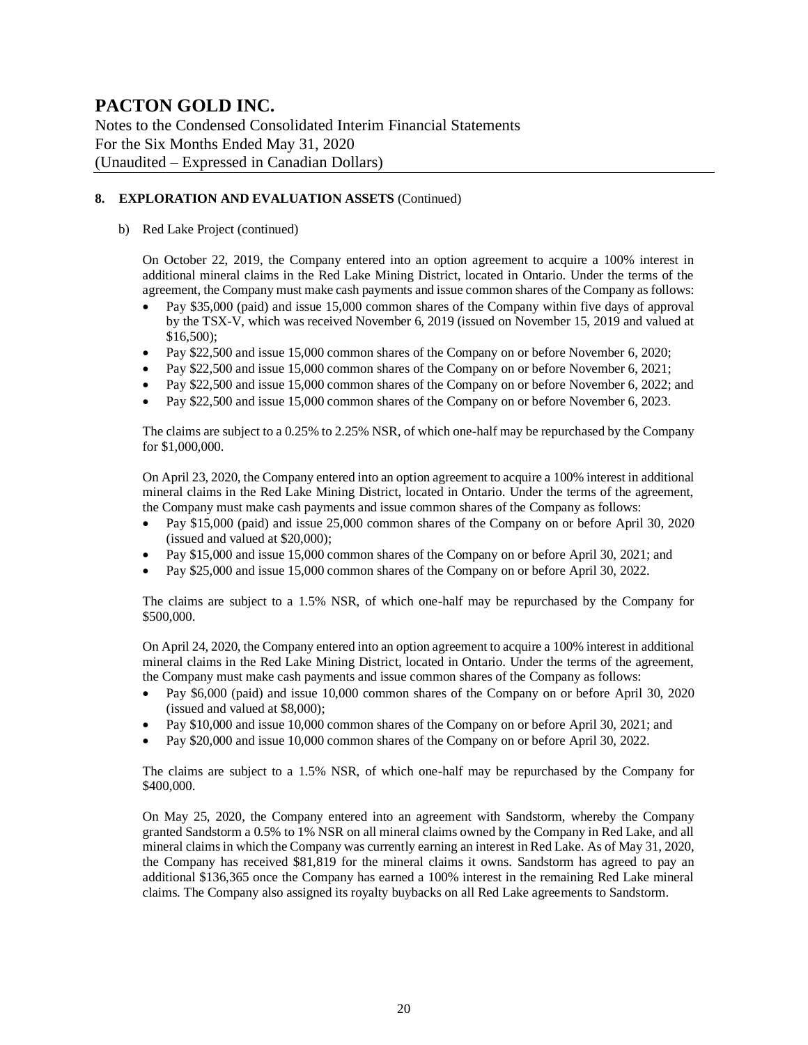## 8. EXPLORATION AND EVALUATION ASSETS (Continued)

b) Red Lake Project (continued)

On October 22, 2019, the Company entered into an option agreement to acquire a 100% interest in additional mineral claims in the Red Lake Mining District, located in Ontario. Under the terms of the agreement, the Company must make cash payments and issue common shares of the Company as follows:

- Pay $35,000 (paid) and issue 15,000 common shares of the Company within five days of approval by the TSX-V, which was received November 6, 2019 (issued on November 15, 2019 and valued at $16,500);
- Pay $22,500 and issue 15,000 common shares of the Company on or before November 6, 2020;
- Pay $22,500 and issue 15,000 common shares of the Company on or before November 6, 2021;
- Pay $22,500 and issue 15,000 common shares of the Company on or before November 6, 2022; and
- Pay $22,500 and issue 15,000 common shares of the Company on or before November 6, 2023.

The claims are subject to a 0.25% to 2.25% NSR, of which one-half may be repurchased by the Company for $1,000,000.

On April 23, 2020, the Company entered into an option agreement to acquire a 100% interest in additional mineral claims in the Red Lake Mining District, located in Ontario. Under the terms of the agreement, the Company must make cash payments and issue common shares of the Company as follows:

- Pay $15,000 (paid) and issue 25,000 common shares of the Company on or before April 30, 2020 (issued and valued at $20,000);
- Pay $15,000 and issue 15,000 common shares of the Company on or before April 30, 2021; and
- Pay $25,000 and issue 15,000 common shares of the Company on or before April 30, 2022.

The claims are subject to a 1.5% NSR, of which one-half may be repurchased by the Company for $500,000.

On April 24, 2020, the Company entered into an option agreement to acquire a 100% interest in additional mineral claims in the Red Lake Mining District, located in Ontario. Under the terms of the agreement, the Company must make cash payments and issue common shares of the Company as follows:

- Pay $6,000 (paid) and issue 10,000 common shares of the Company on or before April 30, 2020 (issued and valued at $8,000);
- Pay $10,000 and issue 10,000 common shares of the Company on or before April 30, 2021; and
- Pay $20,000 and issue 10,000 common shares of the Company on or before April 30, 2022.

The claims are subject to a 1.5% NSR, of which one-half may be repurchased by the Company for $400,000.

On May 25, 2020, the Company entered into an agreement with Sandstorm, whereby the Company granted Sandstorm a 0.5% to 1% NSR on all mineral claims owned by the Company in Red Lake, and all mineral claims in which the Company was currently earning an interest in Red Lake. As of May 31, 2020, the Company has received $81,819 for the mineral claims it owns. Sandstorm has agreed to pay an additional $136,365 once the Company has earned a 100% interest in the remaining Red Lake mineral claims. The Company also assigned its royalty buybacks on all Red Lake agreements to Sandstorm.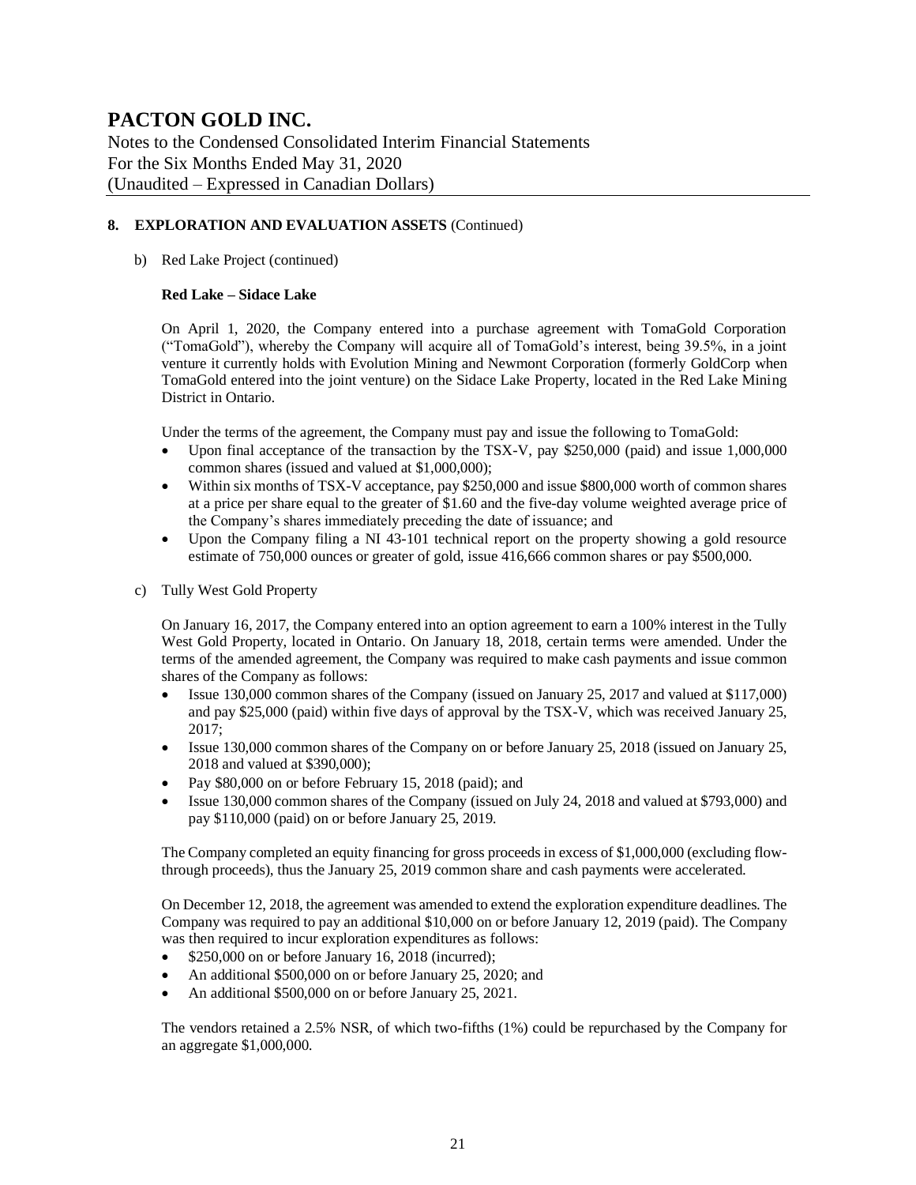## 8. EXPLORATION AND EVALUATION ASSETS (Continued)

b) Red Lake Project (continued)

**Red Lake – Sidace Lake**

On April 1, 2020, the Company entered into a purchase agreement with TomaGold Corporation ("TomaGold"), whereby the Company will acquire all of TomaGold's interest, being 39.5%, in a joint venture it currently holds with Evolution Mining and Newmont Corporation (formerly GoldCorp when TomaGold entered into the joint venture) on the Sidace Lake Property, located in the Red Lake Mining District in Ontario.

Under the terms of the agreement, the Company must pay and issue the following to TomaGold:

- Upon final acceptance of the transaction by the TSX-V, pay $250,000 (paid) and issue 1,000,000 common shares (issued and valued at $1,000,000);
- Within six months of TSX-V acceptance, pay $250,000 and issue $800,000 worth of common shares at a price per share equal to the greater of $1.60 and the five-day volume weighted average price of the Company's shares immediately preceding the date of issuance; and
- Upon the Company filing a NI 43-101 technical report on the property showing a gold resource estimate of 750,000 ounces or greater of gold, issue 416,666 common shares or pay $500,000.

c) Tully West Gold Property

On January 16, 2017, the Company entered into an option agreement to earn a 100% interest in the Tully West Gold Property, located in Ontario. On January 18, 2018, certain terms were amended. Under the terms of the amended agreement, the Company was required to make cash payments and issue common shares of the Company as follows:

- Issue 130,000 common shares of the Company (issued on January 25, 2017 and valued at $117,000) and pay $25,000 (paid) within five days of approval by the TSX-V, which was received January 25, 2017;
- Issue 130,000 common shares of the Company on or before January 25, 2018 (issued on January 25, 2018 and valued at $390,000);
- Pay $80,000 on or before February 15, 2018 (paid); and
- Issue 130,000 common shares of the Company (issued on July 24, 2018 and valued at $793,000) and pay $110,000 (paid) on or before January 25, 2019.

The Company completed an equity financing for gross proceeds in excess of $1,000,000 (excluding flow-through proceeds), thus the January 25, 2019 common share and cash payments were accelerated.

On December 12, 2018, the agreement was amended to extend the exploration expenditure deadlines. The Company was required to pay an additional $10,000 on or before January 12, 2019 (paid). The Company was then required to incur exploration expenditures as follows:

- $250,000 on or before January 16, 2018 (incurred);
- An additional $500,000 on or before January 25, 2020; and
- An additional $500,000 on or before January 25, 2021.

The vendors retained a 2.5% NSR, of which two-fifths (1%) could be repurchased by the Company for an aggregate $1,000,000.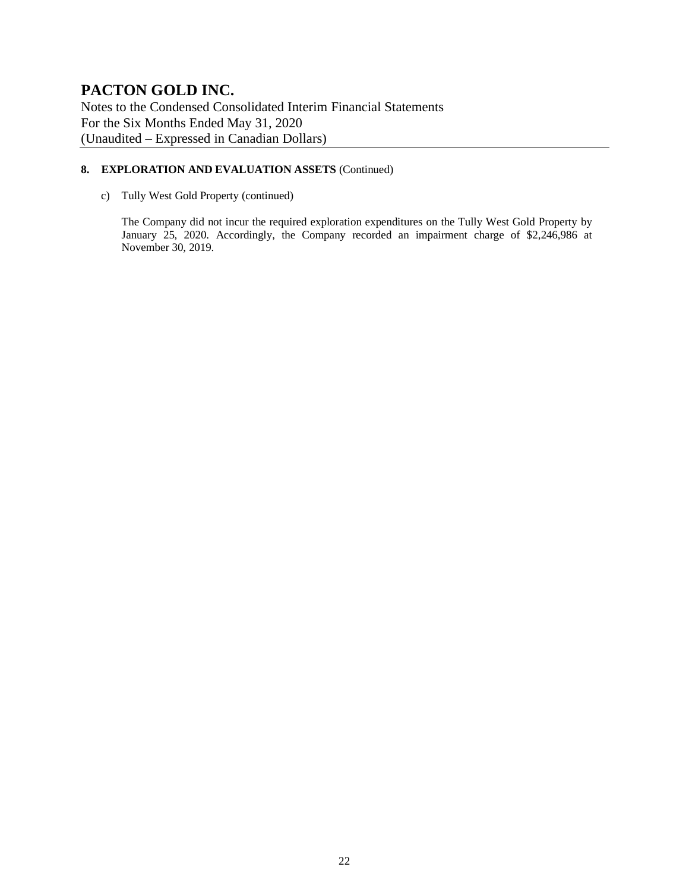## 8. EXPLORATION AND EVALUATION ASSETS (Continued)

c) Tully West Gold Property (continued)

The Company did not incur the required exploration expenditures on the Tully West Gold Property by January 25, 2020. Accordingly, the Company recorded an impairment charge of $2,246,986 at November 30, 2019.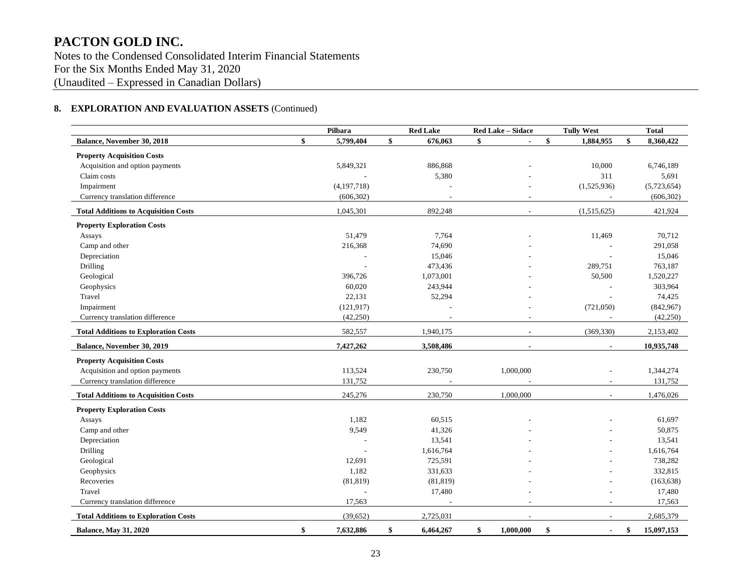## 8. EXPLORATION AND EVALUATION ASSETS (Continued)

| | Pilbara | Red Lake | Red Lake – Sidace | Tully West | Total |
|---|---|---|---|---|---|
| **Balance, November 30, 2018** | **$ 5,799,404** | **$ 676,063** | **$ -** | **$ 1,884,955** | **$ 8,360,422** |
| **Property Acquisition Costs** | | | | | |
| Acquisition and option payments | 5,849,321 | 886,868 | - | 10,000 | 6,746,189 |
| Claim costs | - | 5,380 | - | 311 | 5,691 |
| Impairment | (4,197,718) | - | - | (1,525,936) | (5,723,654) |
| Currency translation difference | (606,302) | - | - | - | (606,302) |
| **Total Additions to Acquisition Costs** | 1,045,301 | 892,248 | - | (1,515,625) | 421,924 |
| **Property Exploration Costs** | | | | | |
| Assays | 51,479 | 7,764 | - | 11,469 | 70,712 |
| Camp and other | 216,368 | 74,690 | - | - | 291,058 |
| Depreciation | - | 15,046 | - | - | 15,046 |
| Drilling | - | 473,436 | - | 289,751 | 763,187 |
| Geological | 396,726 | 1,073,001 | - | 50,500 | 1,520,227 |
| Geophysics | 60,020 | 243,944 | - | - | 303,964 |
| Travel | 22,131 | 52,294 | - | - | 74,425 |
| Impairment | (121,917) | - | - | (721,050) | (842,967) |
| Currency translation difference | (42,250) | - | - | - | (42,250) |
| **Total Additions to Exploration Costs** | 582,557 | 1,940,175 | - | (369,330) | 2,153,402 |
| **Balance, November 30, 2019** | **7,427,262** | **3,508,486** | **-** | **-** | **10,935,748** |
| **Property Acquisition Costs** | | | | | |
| Acquisition and option payments | 113,524 | 230,750 | 1,000,000 | - | 1,344,274 |
| Currency translation difference | 131,752 | - | - | - | 131,752 |
| **Total Additions to Acquisition Costs** | 245,276 | 230,750 | 1,000,000 | - | 1,476,026 |
| **Property Exploration Costs** | | | | | |
| Assays | 1,182 | 60,515 | - | - | 61,697 |
| Camp and other | 9,549 | 41,326 | - | - | 50,875 |
| Depreciation | - | 13,541 | - | - | 13,541 |
| Drilling | - | 1,616,764 | - | - | 1,616,764 |
| Geological | 12,691 | 725,591 | - | - | 738,282 |
| Geophysics | 1,182 | 331,633 | - | - | 332,815 |
| Recoveries | (81,819) | (81,819) | - | - | (163,638) |
| Travel | - | 17,480 | - | - | 17,480 |
| Currency translation difference | 17,563 | - | - | - | 17,563 |
| **Total Additions to Exploration Costs** | (39,652) | 2,725,031 | - | - | 2,685,379 |
| **Balance, May 31, 2020** | **$ 7,632,886** | **$ 6,464,267** | **$ 1,000,000** | **$ -** | **$ 15,097,153** |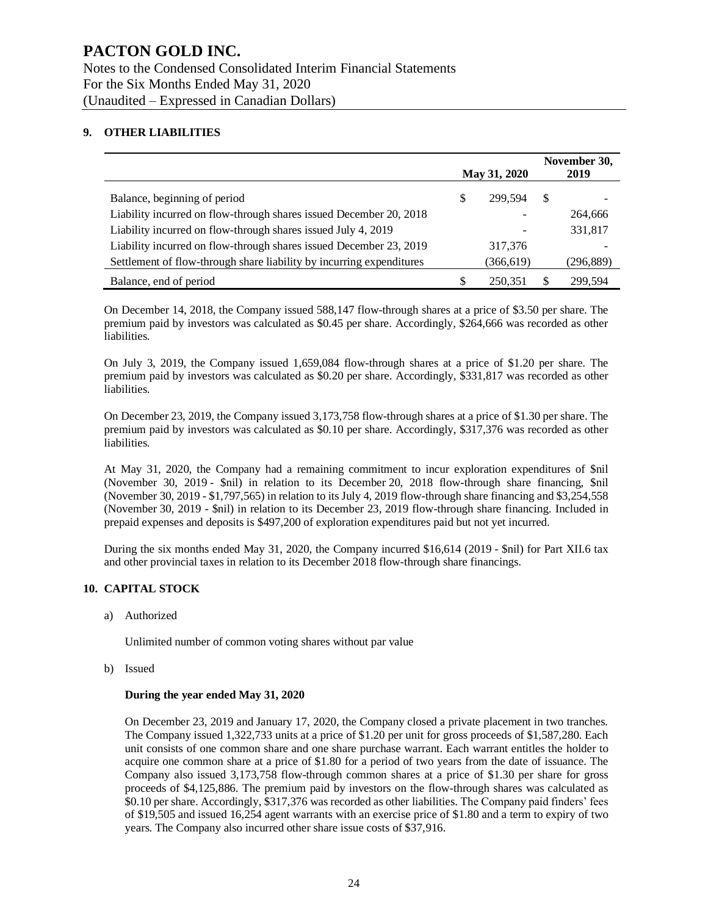# PACTON GOLD INC.

Notes to the Condensed Consolidated Interim Financial Statements
For the Six Months Ended May 31, 2020
(Unaudited – Expressed in Canadian Dollars)

## 9. OTHER LIABILITIES

| | May 31, 2020 | November 30, 2019 |
|---|---|---|
| Balance, beginning of period | $ 299,594 | $ - |
| Liability incurred on flow-through shares issued December 20, 2018 | - | 264,666 |
| Liability incurred on flow-through shares issued July 4, 2019 | - | 331,817 |
| Liability incurred on flow-through shares issued December 23, 2019 | 317,376 | - |
| Settlement of flow-through share liability by incurring expenditures | (366,619) | (296,889) |
| Balance, end of period | $ 250,351 | $ 299,594 |

On December 14, 2018, the Company issued 588,147 flow-through shares at a price of $3.50 per share. The premium paid by investors was calculated as $0.45 per share. Accordingly, $264,666 was recorded as other liabilities.

On July 3, 2019, the Company issued 1,659,084 flow-through shares at a price of $1.20 per share. The premium paid by investors was calculated as $0.20 per share. Accordingly, $331,817 was recorded as other liabilities.

On December 23, 2019, the Company issued 3,173,758 flow-through shares at a price of $1.30 per share. The premium paid by investors was calculated as $0.10 per share. Accordingly, $317,376 was recorded as other liabilities.

At May 31, 2020, the Company had a remaining commitment to incur exploration expenditures of $nil (November 30, 2019 - $nil) in relation to its December 20, 2018 flow-through share financing, $nil (November 30, 2019 - $1,797,565) in relation to its July 4, 2019 flow-through share financing and $3,254,558 (November 30, 2019 - $nil) in relation to its December 23, 2019 flow-through share financing. Included in prepaid expenses and deposits is $497,200 of exploration expenditures paid but not yet incurred.

During the six months ended May 31, 2020, the Company incurred $16,614 (2019 - $nil) for Part XII.6 tax and other provincial taxes in relation to its December 2018 flow-through share financings.

## 10. CAPITAL STOCK

a) Authorized

Unlimited number of common voting shares without par value

b) Issued

**During the year ended May 31, 2020**

On December 23, 2019 and January 17, 2020, the Company closed a private placement in two tranches. The Company issued 1,322,733 units at a price of $1.20 per unit for gross proceeds of $1,587,280. Each unit consists of one common share and one share purchase warrant. Each warrant entitles the holder to acquire one common share at a price of $1.80 for a period of two years from the date of issuance. The Company also issued 3,173,758 flow-through common shares at a price of $1.30 per share for gross proceeds of $4,125,886. The premium paid by investors on the flow-through shares was calculated as $0.10 per share. Accordingly, $317,376 was recorded as other liabilities. The Company paid finders' fees of $19,505 and issued 16,254 agent warrants with an exercise price of $1.80 and a term to expiry of two years. The Company also incurred other share issue costs of $37,916.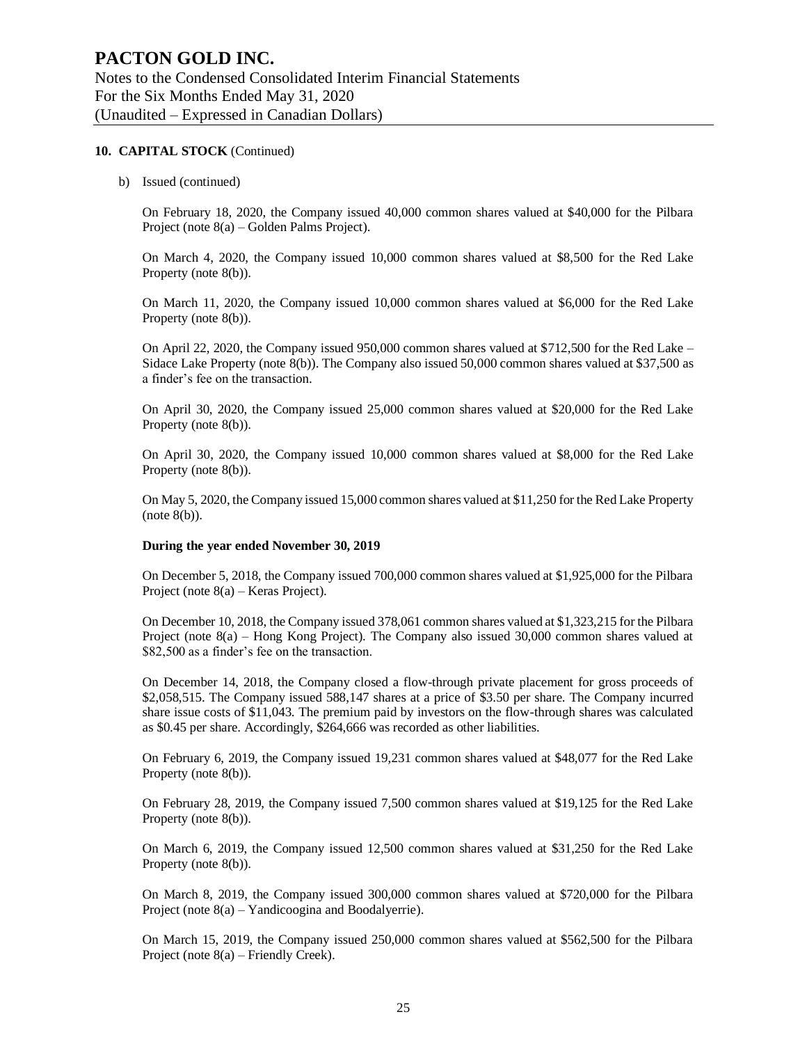## 10. CAPITAL STOCK (Continued)

b) Issued (continued)

On February 18, 2020, the Company issued 40,000 common shares valued at $40,000 for the Pilbara Project (note 8(a) – Golden Palms Project).

On March 4, 2020, the Company issued 10,000 common shares valued at $8,500 for the Red Lake Property (note 8(b)).

On March 11, 2020, the Company issued 10,000 common shares valued at $6,000 for the Red Lake Property (note 8(b)).

On April 22, 2020, the Company issued 950,000 common shares valued at $712,500 for the Red Lake – Sidace Lake Property (note 8(b)). The Company also issued 50,000 common shares valued at $37,500 as a finder's fee on the transaction.

On April 30, 2020, the Company issued 25,000 common shares valued at $20,000 for the Red Lake Property (note 8(b)).

On April 30, 2020, the Company issued 10,000 common shares valued at $8,000 for the Red Lake Property (note 8(b)).

On May 5, 2020, the Company issued 15,000 common shares valued at $11,250 for the Red Lake Property (note 8(b)).

**During the year ended November 30, 2019**

On December 5, 2018, the Company issued 700,000 common shares valued at $1,925,000 for the Pilbara Project (note 8(a) – Keras Project).

On December 10, 2018, the Company issued 378,061 common shares valued at $1,323,215 for the Pilbara Project (note 8(a) – Hong Kong Project). The Company also issued 30,000 common shares valued at $82,500 as a finder's fee on the transaction.

On December 14, 2018, the Company closed a flow-through private placement for gross proceeds of $2,058,515. The Company issued 588,147 shares at a price of $3.50 per share. The Company incurred share issue costs of $11,043. The premium paid by investors on the flow-through shares was calculated as $0.45 per share. Accordingly, $264,666 was recorded as other liabilities.

On February 6, 2019, the Company issued 19,231 common shares valued at $48,077 for the Red Lake Property (note 8(b)).

On February 28, 2019, the Company issued 7,500 common shares valued at $19,125 for the Red Lake Property (note 8(b)).

On March 6, 2019, the Company issued 12,500 common shares valued at $31,250 for the Red Lake Property (note 8(b)).

On March 8, 2019, the Company issued 300,000 common shares valued at $720,000 for the Pilbara Project (note 8(a) – Yandicoogina and Boodalyerrie).

On March 15, 2019, the Company issued 250,000 common shares valued at $562,500 for the Pilbara Project (note 8(a) – Friendly Creek).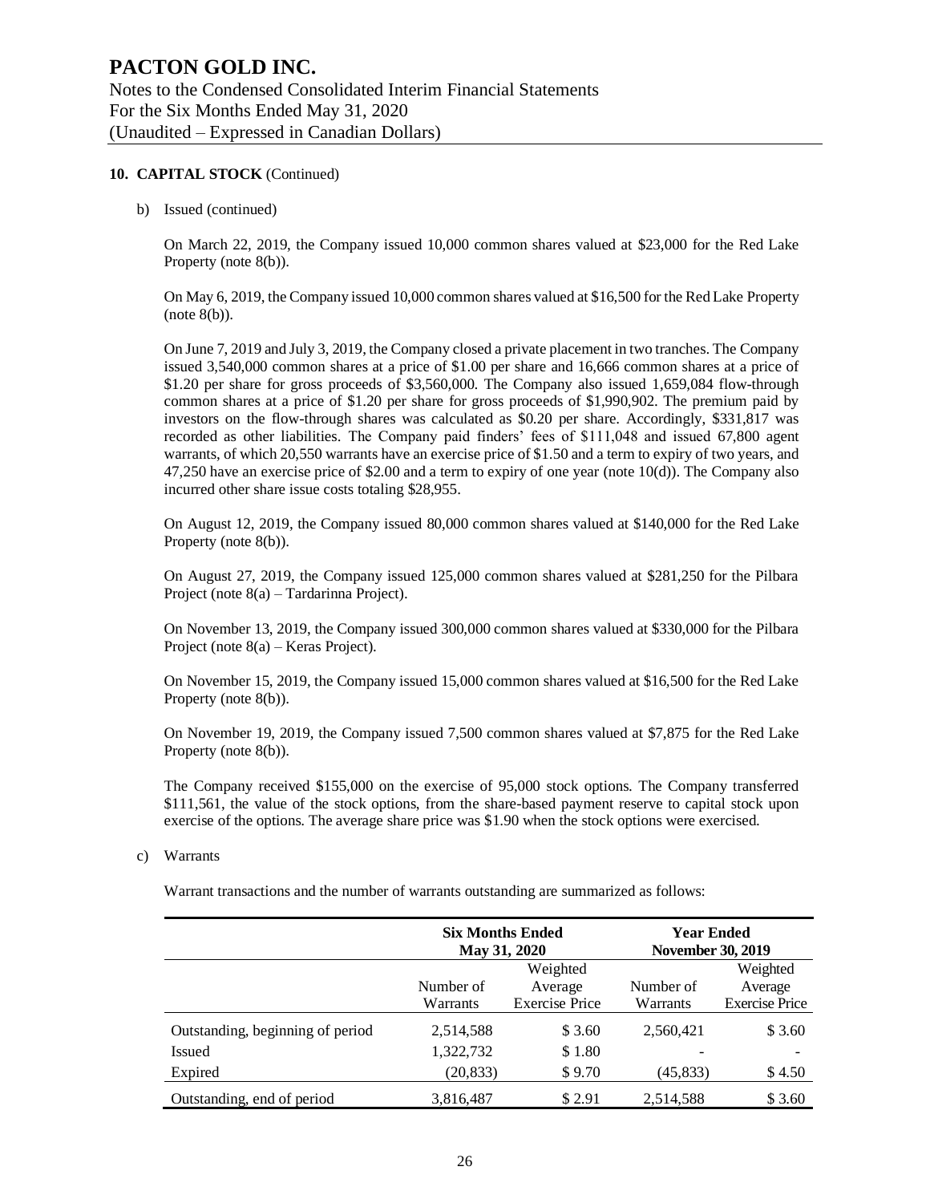## 10. CAPITAL STOCK (Continued)

b) Issued (continued)

On March 22, 2019, the Company issued 10,000 common shares valued at $23,000 for the Red Lake Property (note 8(b)).

On May 6, 2019, the Company issued 10,000 common shares valued at $16,500 for the Red Lake Property (note 8(b)).

On June 7, 2019 and July 3, 2019, the Company closed a private placement in two tranches. The Company issued 3,540,000 common shares at a price of $1.00 per share and 16,666 common shares at a price of $1.20 per share for gross proceeds of $3,560,000. The Company also issued 1,659,084 flow-through common shares at a price of $1.20 per share for gross proceeds of $1,990,902. The premium paid by investors on the flow-through shares was calculated as $0.20 per share. Accordingly, $331,817 was recorded as other liabilities. The Company paid finders' fees of $111,048 and issued 67,800 agent warrants, of which 20,550 warrants have an exercise price of $1.50 and a term to expiry of two years, and 47,250 have an exercise price of $2.00 and a term to expiry of one year (note 10(d)). The Company also incurred other share issue costs totaling $28,955.

On August 12, 2019, the Company issued 80,000 common shares valued at $140,000 for the Red Lake Property (note 8(b)).

On August 27, 2019, the Company issued 125,000 common shares valued at $281,250 for the Pilbara Project (note 8(a) – Tardarinna Project).

On November 13, 2019, the Company issued 300,000 common shares valued at $330,000 for the Pilbara Project (note 8(a) – Keras Project).

On November 15, 2019, the Company issued 15,000 common shares valued at $16,500 for the Red Lake Property (note 8(b)).

On November 19, 2019, the Company issued 7,500 common shares valued at $7,875 for the Red Lake Property (note 8(b)).

The Company received $155,000 on the exercise of 95,000 stock options. The Company transferred $111,561, the value of the stock options, from the share-based payment reserve to capital stock upon exercise of the options. The average share price was $1.90 when the stock options were exercised.

c) Warrants

Warrant transactions and the number of warrants outstanding are summarized as follows:

| | Six Months Ended May 31, 2020 | | Year Ended November 30, 2019 | |
|---|---|---|---|---|
| | Number of Warrants | Weighted Average Exercise Price | Number of Warrants | Weighted Average Exercise Price |
| Outstanding, beginning of period | 2,514,588 | $ 3.60 | 2,560,421 | $ 3.60 |
| Issued | 1,322,732 | $ 1.80 | - | - |
| Expired | (20,833) | $ 9.70 | (45,833) | $ 4.50 |
| Outstanding, end of period | 3,816,487 | $ 2.91 | 2,514,588 | $ 3.60 |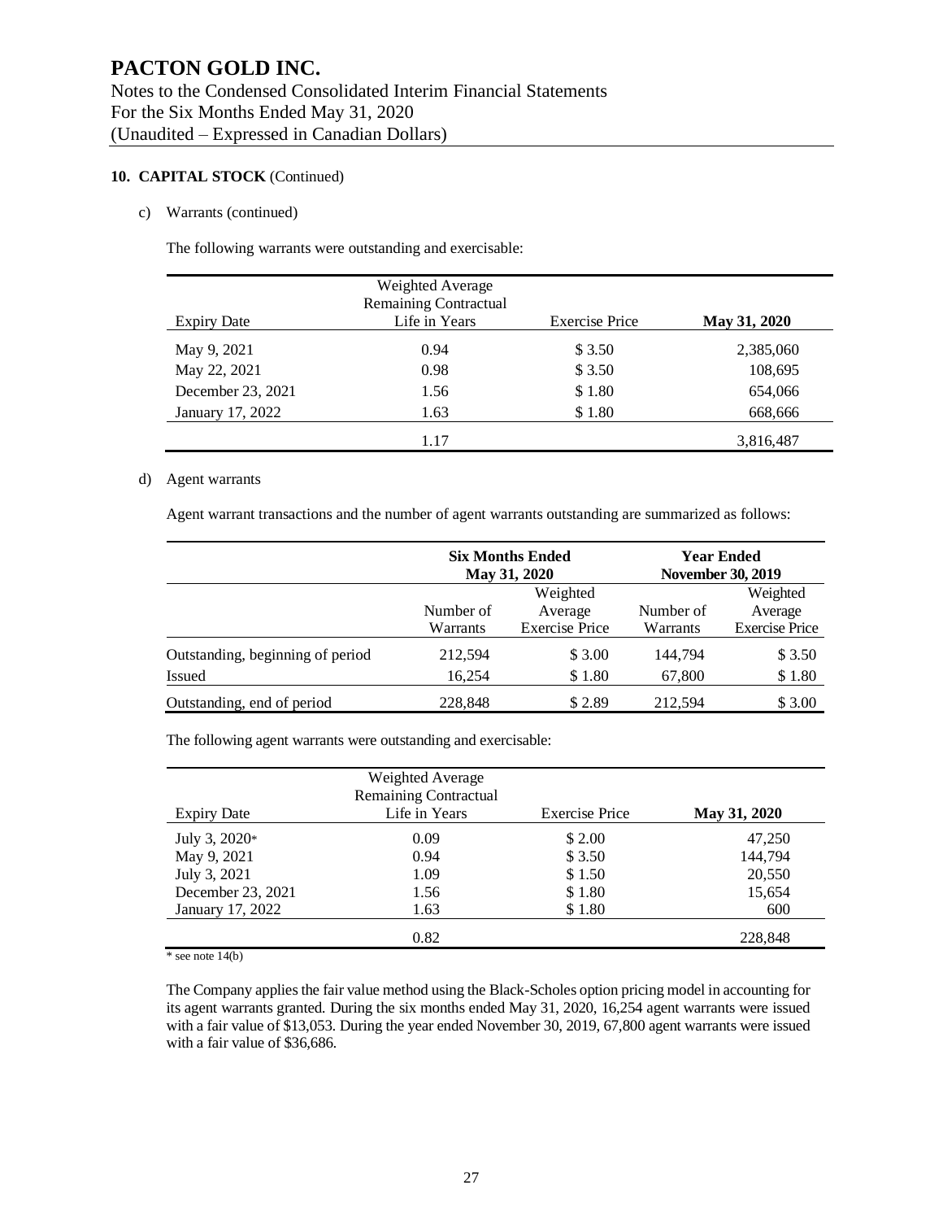# PACTON GOLD INC.

Notes to the Condensed Consolidated Interim Financial Statements
For the Six Months Ended May 31, 2020
(Unaudited – Expressed in Canadian Dollars)

## 10. CAPITAL STOCK (Continued)

c) Warrants (continued)

The following warrants were outstanding and exercisable:

| Expiry Date | Weighted Average Remaining Contractual Life in Years | Exercise Price | **May 31, 2020** |
|---|---|---|---|
| May 9, 2021 | 0.94 | $ 3.50 | 2,385,060 |
| May 22, 2021 | 0.98 | $ 3.50 | 108,695 |
| December 23, 2021 | 1.56 | $ 1.80 | 654,066 |
| January 17, 2022 | 1.63 | $ 1.80 | 668,666 |
| | 1.17 | | 3,816,487 |

d) Agent warrants

Agent warrant transactions and the number of agent warrants outstanding are summarized as follows:

| | **Six Months Ended May 31, 2020** | | **Year Ended November 30, 2019** | |
|---|---|---|---|---|
| | Number of Warrants | Weighted Average Exercise Price | Number of Warrants | Weighted Average Exercise Price |
| Outstanding, beginning of period | 212,594 | $ 3.00 | 144,794 | $ 3.50 |
| Issued | 16,254 | $ 1.80 | 67,800 | $ 1.80 |
| Outstanding, end of period | 228,848 | $ 2.89 | 212,594 | $ 3.00 |

The following agent warrants were outstanding and exercisable:

| Expiry Date | Weighted Average Remaining Contractual Life in Years | Exercise Price | **May 31, 2020** |
|---|---|---|---|
| July 3, 2020* | 0.09 | $ 2.00 | 47,250 |
| May 9, 2021 | 0.94 | $ 3.50 | 144,794 |
| July 3, 2021 | 1.09 | $ 1.50 | 20,550 |
| December 23, 2021 | 1.56 | $ 1.80 | 15,654 |
| January 17, 2022 | 1.63 | $ 1.80 | 600 |
| | 0.82 | | 228,848 |

\* see note 14(b)

The Company applies the fair value method using the Black-Scholes option pricing model in accounting for its agent warrants granted. During the six months ended May 31, 2020, 16,254 agent warrants were issued with a fair value of $13,053. During the year ended November 30, 2019, 67,800 agent warrants were issued with a fair value of $36,686.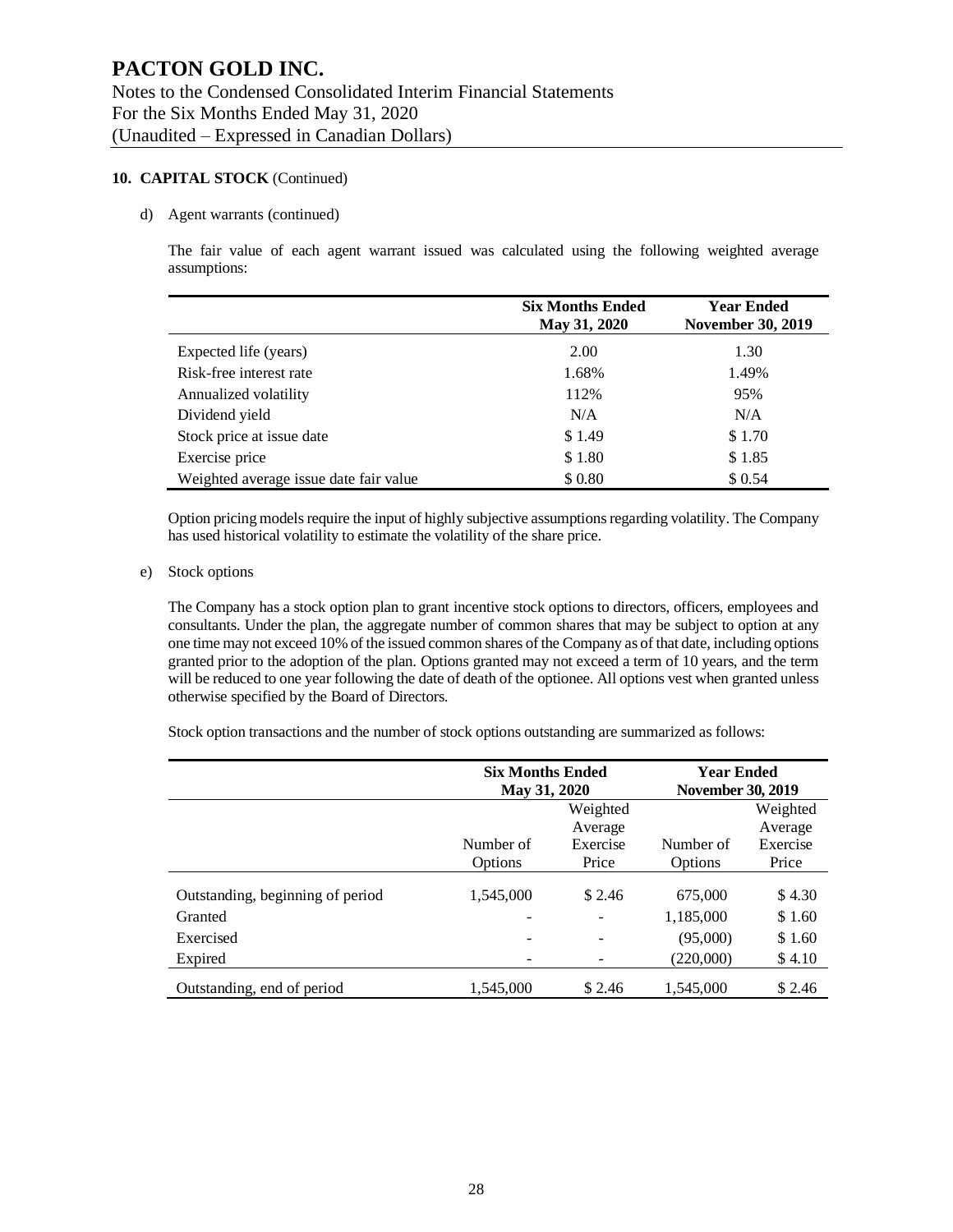# PACTON GOLD INC.

Notes to the Condensed Consolidated Interim Financial Statements
For the Six Months Ended May 31, 2020
(Unaudited – Expressed in Canadian Dollars)

**10. CAPITAL STOCK** (Continued)

d) Agent warrants (continued)

The fair value of each agent warrant issued was calculated using the following weighted average assumptions:

| | Six Months Ended May 31, 2020 | Year Ended November 30, 2019 |
|---|---|---|
| Expected life (years) | 2.00 | 1.30 |
| Risk-free interest rate | 1.68% | 1.49% |
| Annualized volatility | 112% | 95% |
| Dividend yield | N/A | N/A |
| Stock price at issue date | $ 1.49 | $ 1.70 |
| Exercise price | $ 1.80 | $ 1.85 |
| Weighted average issue date fair value | $ 0.80 | $ 0.54 |

Option pricing models require the input of highly subjective assumptions regarding volatility. The Company has used historical volatility to estimate the volatility of the share price.

e) Stock options

The Company has a stock option plan to grant incentive stock options to directors, officers, employees and consultants. Under the plan, the aggregate number of common shares that may be subject to option at any one time may not exceed 10% of the issued common shares of the Company as of that date, including options granted prior to the adoption of the plan. Options granted may not exceed a term of 10 years, and the term will be reduced to one year following the date of death of the optionee. All options vest when granted unless otherwise specified by the Board of Directors.

Stock option transactions and the number of stock options outstanding are summarized as follows:

| | Six Months Ended May 31, 2020 | | Year Ended November 30, 2019 | |
|---|---|---|---|---|
| | Number of Options | Weighted Average Exercise Price | Number of Options | Weighted Average Exercise Price |
| Outstanding, beginning of period | 1,545,000 | $ 2.46 | 675,000 | $ 4.30 |
| Granted | - | - | 1,185,000 | $ 1.60 |
| Exercised | - | - | (95,000) | $ 1.60 |
| Expired | - | - | (220,000) | $ 4.10 |
| Outstanding, end of period | 1,545,000 | $ 2.46 | 1,545,000 | $ 2.46 |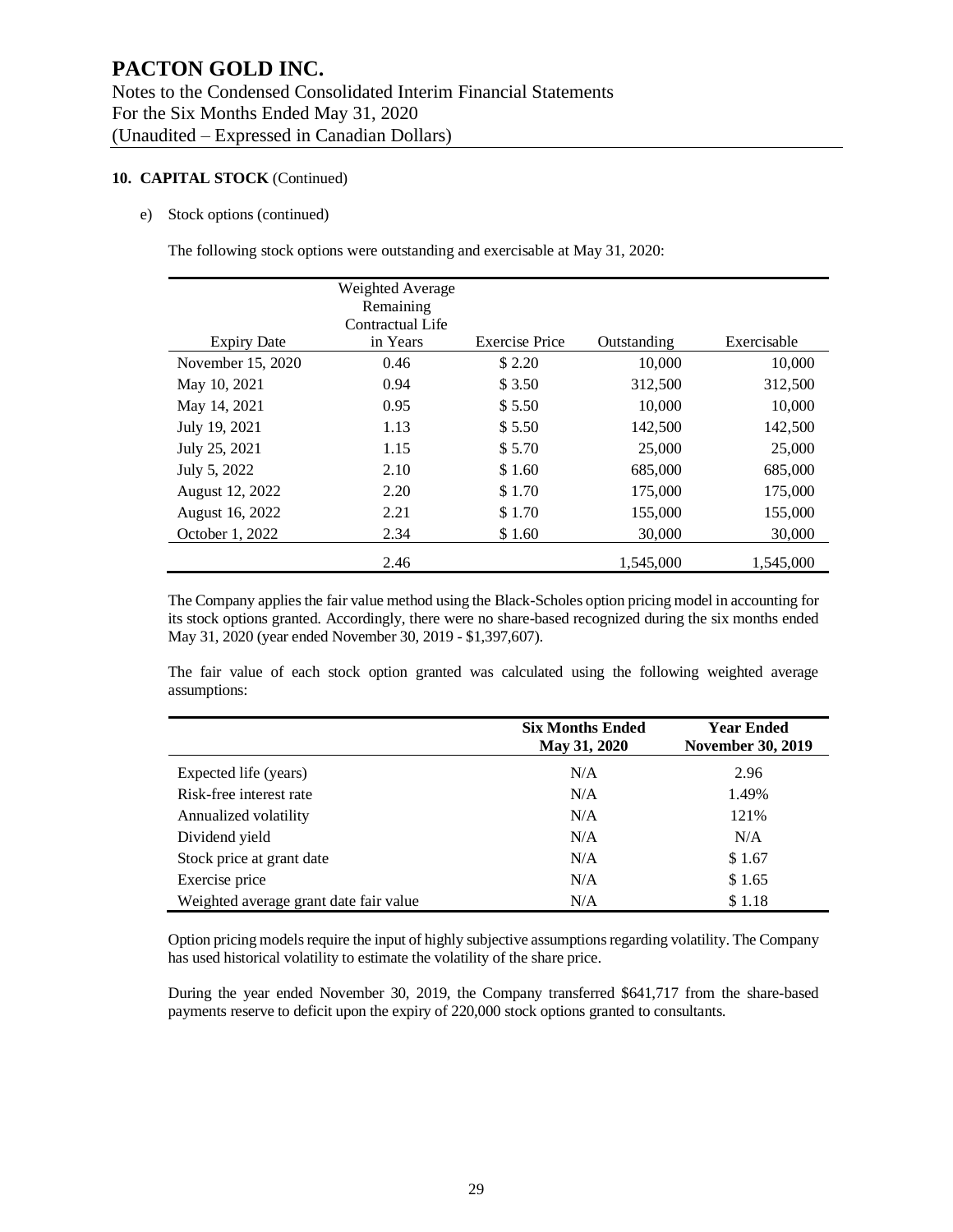# PACTON GOLD INC.

Notes to the Condensed Consolidated Interim Financial Statements
For the Six Months Ended May 31, 2020
(Unaudited – Expressed in Canadian Dollars)

**10. CAPITAL STOCK** (Continued)

e) Stock options (continued)

The following stock options were outstanding and exercisable at May 31, 2020:

| Expiry Date | Weighted Average Remaining Contractual Life in Years | Exercise Price | Outstanding | Exercisable |
|---|---|---|---|---|
| November 15, 2020 | 0.46 | $ 2.20 | 10,000 | 10,000 |
| May 10, 2021 | 0.94 | $ 3.50 | 312,500 | 312,500 |
| May 14, 2021 | 0.95 | $ 5.50 | 10,000 | 10,000 |
| July 19, 2021 | 1.13 | $ 5.50 | 142,500 | 142,500 |
| July 25, 2021 | 1.15 | $ 5.70 | 25,000 | 25,000 |
| July 5, 2022 | 2.10 | $ 1.60 | 685,000 | 685,000 |
| August 12, 2022 | 2.20 | $ 1.70 | 175,000 | 175,000 |
| August 16, 2022 | 2.21 | $ 1.70 | 155,000 | 155,000 |
| October 1, 2022 | 2.34 | $ 1.60 | 30,000 | 30,000 |
| | 2.46 | | 1,545,000 | 1,545,000 |

The Company applies the fair value method using the Black-Scholes option pricing model in accounting for its stock options granted. Accordingly, there were no share-based recognized during the six months ended May 31, 2020 (year ended November 30, 2019 - $1,397,607).

The fair value of each stock option granted was calculated using the following weighted average assumptions:

| | Six Months Ended May 31, 2020 | Year Ended November 30, 2019 |
|---|---|---|
| Expected life (years) | N/A | 2.96 |
| Risk-free interest rate | N/A | 1.49% |
| Annualized volatility | N/A | 121% |
| Dividend yield | N/A | N/A |
| Stock price at grant date | N/A | $ 1.67 |
| Exercise price | N/A | $ 1.65 |
| Weighted average grant date fair value | N/A | $ 1.18 |

Option pricing models require the input of highly subjective assumptions regarding volatility. The Company has used historical volatility to estimate the volatility of the share price.

During the year ended November 30, 2019, the Company transferred $641,717 from the share-based payments reserve to deficit upon the expiry of 220,000 stock options granted to consultants.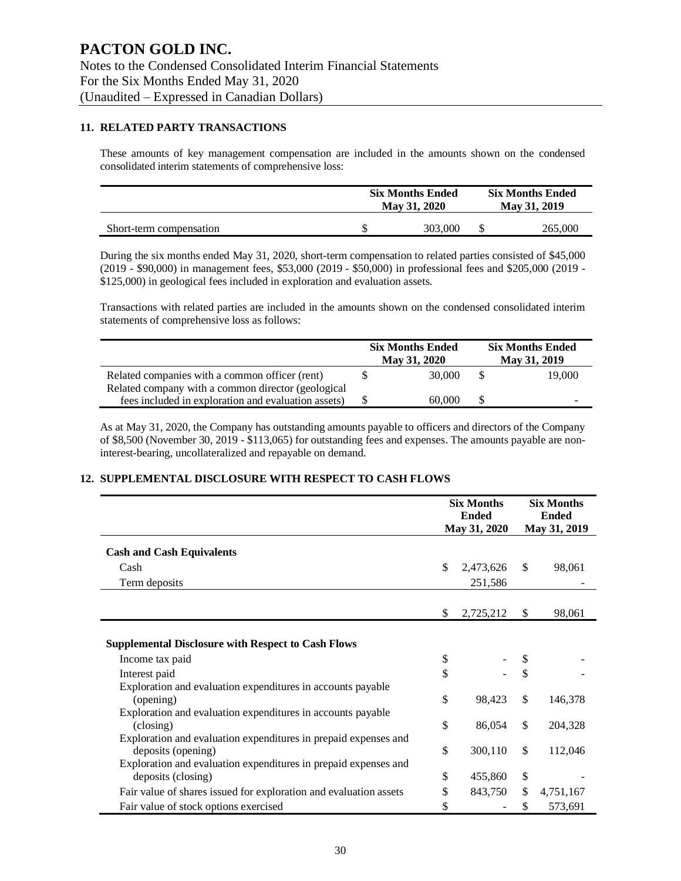# PACTON GOLD INC.

Notes to the Condensed Consolidated Interim Financial Statements
For the Six Months Ended May 31, 2020
(Unaudited – Expressed in Canadian Dollars)

## 11. RELATED PARTY TRANSACTIONS

These amounts of key management compensation are included in the amounts shown on the condensed consolidated interim statements of comprehensive loss:

| | Six Months Ended May 31, 2020 | Six Months Ended May 31, 2019 |
|---|---|---|
| Short-term compensation | $ 303,000 | $ 265,000 |

During the six months ended May 31, 2020, short-term compensation to related parties consisted of $45,000 (2019 - $90,000) in management fees, $53,000 (2019 - $50,000) in professional fees and $205,000 (2019 - $125,000) in geological fees included in exploration and evaluation assets.

Transactions with related parties are included in the amounts shown on the condensed consolidated interim statements of comprehensive loss as follows:

| | Six Months Ended May 31, 2020 | Six Months Ended May 31, 2019 |
|---|---|---|
| Related companies with a common officer (rent) | $ 30,000 | $ 19,000 |
| Related company with a common director (geological fees included in exploration and evaluation assets) | $ 60,000 | $ - |

As at May 31, 2020, the Company has outstanding amounts payable to officers and directors of the Company of $8,500 (November 30, 2019 - $113,065) for outstanding fees and expenses. The amounts payable are non-interest-bearing, uncollateralized and repayable on demand.

## 12. SUPPLEMENTAL DISCLOSURE WITH RESPECT TO CASH FLOWS

| | Six Months Ended May 31, 2020 | Six Months Ended May 31, 2019 |
|---|---|---|
| **Cash and Cash Equivalents** | | |
| Cash | $ 2,473,626 | $ 98,061 |
| Term deposits | 251,586 | - |
| | $ 2,725,212 | $ 98,061 |
| **Supplemental Disclosure with Respect to Cash Flows** | | |
| Income tax paid | $ - | $ - |
| Interest paid | $ - | $ - |
| Exploration and evaluation expenditures in accounts payable (opening) | $ 98,423 | $ 146,378 |
| Exploration and evaluation expenditures in accounts payable (closing) | $ 86,054 | $ 204,328 |
| Exploration and evaluation expenditures in prepaid expenses and deposits (opening) | $ 300,110 | $ 112,046 |
| Exploration and evaluation expenditures in prepaid expenses and deposits (closing) | $ 455,860 | $ - |
| Fair value of shares issued for exploration and evaluation assets | $ 843,750 | $ 4,751,167 |
| Fair value of stock options exercised | $ - | $ 573,691 |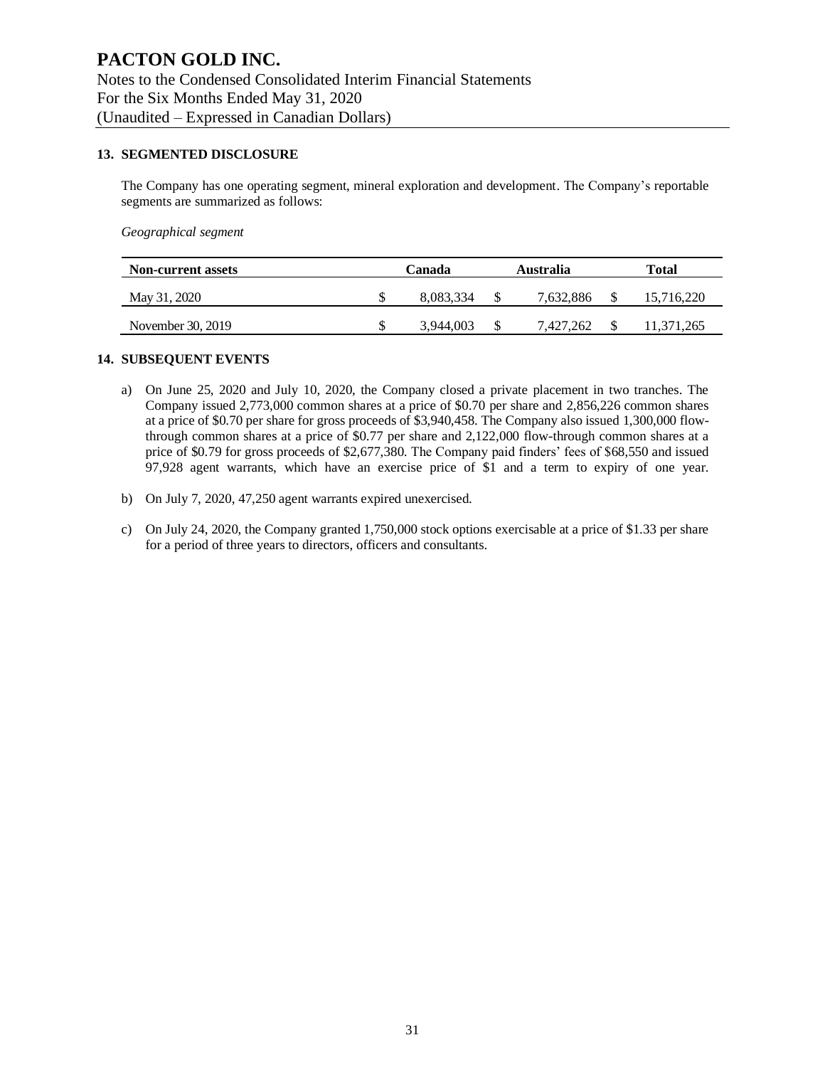## 13. SEGMENTED DISCLOSURE

The Company has one operating segment, mineral exploration and development. The Company's reportable segments are summarized as follows:

*Geographical segment*

| Non-current assets | Canada | Australia | Total |
|---|---|---|---|
| May 31, 2020 | $ 8,083,334 | $ 7,632,886 | $ 15,716,220 |
| November 30, 2019 | $ 3,944,003 | $ 7,427,262 | $ 11,371,265 |

## 14. SUBSEQUENT EVENTS

a) On June 25, 2020 and July 10, 2020, the Company closed a private placement in two tranches. The Company issued 2,773,000 common shares at a price of $0.70 per share and 2,856,226 common shares at a price of $0.70 per share for gross proceeds of $3,940,458. The Company also issued 1,300,000 flow-through common shares at a price of $0.77 per share and 2,122,000 flow-through common shares at a price of $0.79 for gross proceeds of $2,677,380. The Company paid finders' fees of $68,550 and issued 97,928 agent warrants, which have an exercise price of $1 and a term to expiry of one year.

b) On July 7, 2020, 47,250 agent warrants expired unexercised.

c) On July 24, 2020, the Company granted 1,750,000 stock options exercisable at a price of $1.33 per share for a period of three years to directors, officers and consultants.